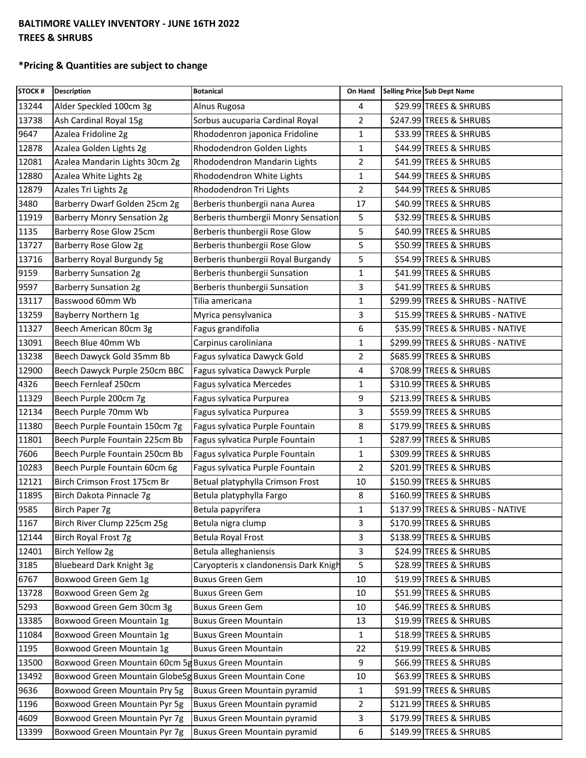**BALTIMORE VALLEY INVENTORY - JUNE 16TH 2022**
**TREES & SHRUBS**

**\*Pricing & Quantities are subject to change**

| STOCK # | Description | Botanical | On Hand | Selling Price | Sub Dept Name |
|---|---|---|---|---|---|
| 13244 | Alder Speckled 100cm 3g | Alnus Rugosa | 4 | $29.99 | TREES & SHRUBS |
| 13738 | Ash Cardinal Royal 15g | Sorbus aucuparia Cardinal Royal | 2 | $247.99 | TREES & SHRUBS |
| 9647 | Azalea Fridoline 2g | Rhododenron japonica Fridoline | 1 | $33.99 | TREES & SHRUBS |
| 12878 | Azalea Golden Lights 2g | Rhododendron Golden Lights | 1 | $44.99 | TREES & SHRUBS |
| 12081 | Azalea Mandarin Lights 30cm 2g | Rhododendron Mandarin Lights | 2 | $41.99 | TREES & SHRUBS |
| 12880 | Azalea White Lights 2g | Rhododendron White Lights | 1 | $44.99 | TREES & SHRUBS |
| 12879 | Azales Tri Lights 2g | Rhododendron Tri Lights | 2 | $44.99 | TREES & SHRUBS |
| 3480 | Barberry Dwarf Golden 25cm 2g | Berberis thunbergii nana Aurea | 17 | $40.99 | TREES & SHRUBS |
| 11919 | Barberry Monry Sensation 2g | Berberis thumbergii Monry Sensation | 5 | $32.99 | TREES & SHRUBS |
| 1135 | Barberry Rose Glow 25cm | Berberis thunbergii Rose Glow | 5 | $40.99 | TREES & SHRUBS |
| 13727 | Barberry Rose Glow 2g | Berberis thunbergii Rose Glow | 5 | $50.99 | TREES & SHRUBS |
| 13716 | Barberry Royal Burgundy 5g | Berberis thunbergii Royal Burgandy | 5 | $54.99 | TREES & SHRUBS |
| 9159 | Barberry Sunsation 2g | Berberis thunbergii Sunsation | 1 | $41.99 | TREES & SHRUBS |
| 9597 | Barberry Sunsation 2g | Berberis thunbergii Sunsation | 3 | $41.99 | TREES & SHRUBS |
| 13117 | Basswood 60mm Wb | Tilia americana | 1 | $299.99 | TREES & SHRUBS - NATIVE |
| 13259 | Bayberry Northern 1g | Myrica pensylvanica | 3 | $15.99 | TREES & SHRUBS - NATIVE |
| 11327 | Beech American 80cm 3g | Fagus grandifolia | 6 | $35.99 | TREES & SHRUBS - NATIVE |
| 13091 | Beech Blue 40mm Wb | Carpinus caroliniana | 1 | $299.99 | TREES & SHRUBS - NATIVE |
| 13238 | Beech Dawyck Gold 35mm Bb | Fagus sylvatica Dawyck Gold | 2 | $685.99 | TREES & SHRUBS |
| 12900 | Beech Dawyck Purple 250cm BBC | Fagus sylvatica Dawyck Purple | 4 | $708.99 | TREES & SHRUBS |
| 4326 | Beech Fernleaf 250cm | Fagus sylvatica Mercedes | 1 | $310.99 | TREES & SHRUBS |
| 11329 | Beech Purple 200cm 7g | Fagus sylvatica Purpurea | 9 | $213.99 | TREES & SHRUBS |
| 12134 | Beech Purple 70mm Wb | Fagus sylvatica Purpurea | 3 | $559.99 | TREES & SHRUBS |
| 11380 | Beech Purple Fountain 150cm 7g | Fagus sylvatica Purple Fountain | 8 | $179.99 | TREES & SHRUBS |
| 11801 | Beech Purple Fountain 225cm Bb | Fagus sylvatica Purple Fountain | 1 | $287.99 | TREES & SHRUBS |
| 7606 | Beech Purple Fountain 250cm Bb | Fagus sylvatica Purple Fountain | 1 | $309.99 | TREES & SHRUBS |
| 10283 | Beech Purple Fountain 60cm 6g | Fagus sylvatica Purple Fountain | 2 | $201.99 | TREES & SHRUBS |
| 12121 | Birch Crimson Frost 175cm Br | Betual platyphylla Crimson Frost | 10 | $150.99 | TREES & SHRUBS |
| 11895 | Birch Dakota Pinnacle 7g | Betula platyphylla Fargo | 8 | $160.99 | TREES & SHRUBS |
| 9585 | Birch Paper 7g | Betula papyrifera | 1 | $137.99 | TREES & SHRUBS - NATIVE |
| 1167 | Birch River Clump 225cm 25g | Betula nigra clump | 3 | $170.99 | TREES & SHRUBS |
| 12144 | Birch Royal Frost 7g | Betula Royal Frost | 3 | $138.99 | TREES & SHRUBS |
| 12401 | Birch Yellow 2g | Betula alleghaniensis | 3 | $24.99 | TREES & SHRUBS |
| 3185 | Bluebeard Dark Knight 3g | Caryopteris x clandonensis Dark Knigh | 5 | $28.99 | TREES & SHRUBS |
| 6767 | Boxwood Green Gem 1g | Buxus Green Gem | 10 | $19.99 | TREES & SHRUBS |
| 13728 | Boxwood Green Gem 2g | Buxus Green Gem | 10 | $51.99 | TREES & SHRUBS |
| 5293 | Boxwood Green Gem 30cm 3g | Buxus Green Gem | 10 | $46.99 | TREES & SHRUBS |
| 13385 | Boxwood Green Mountain 1g | Buxus Green Mountain | 13 | $19.99 | TREES & SHRUBS |
| 11084 | Boxwood Green Mountain 1g | Buxus Green Mountain | 1 | $18.99 | TREES & SHRUBS |
| 1195 | Boxwood Green Mountain 1g | Buxus Green Mountain | 22 | $19.99 | TREES & SHRUBS |
| 13500 | Boxwood Green Mountain 60cm 5g | Buxus Green Mountain | 9 | $66.99 | TREES & SHRUBS |
| 13492 | Boxwood Green Mountain Globe5g | Buxus Green Mountain Cone | 10 | $63.99 | TREES & SHRUBS |
| 9636 | Boxwood Green Mountain Pry 5g | Buxus Green Mountain pyramid | 1 | $91.99 | TREES & SHRUBS |
| 1196 | Boxwood Green Mountain Pyr 5g | Buxus Green Mountain pyramid | 2 | $121.99 | TREES & SHRUBS |
| 4609 | Boxwood Green Mountain Pyr 7g | Buxus Green Mountain pyramid | 3 | $179.99 | TREES & SHRUBS |
| 13399 | Boxwood Green Mountain Pyr 7g | Buxus Green Mountain pyramid | 6 | $149.99 | TREES & SHRUBS |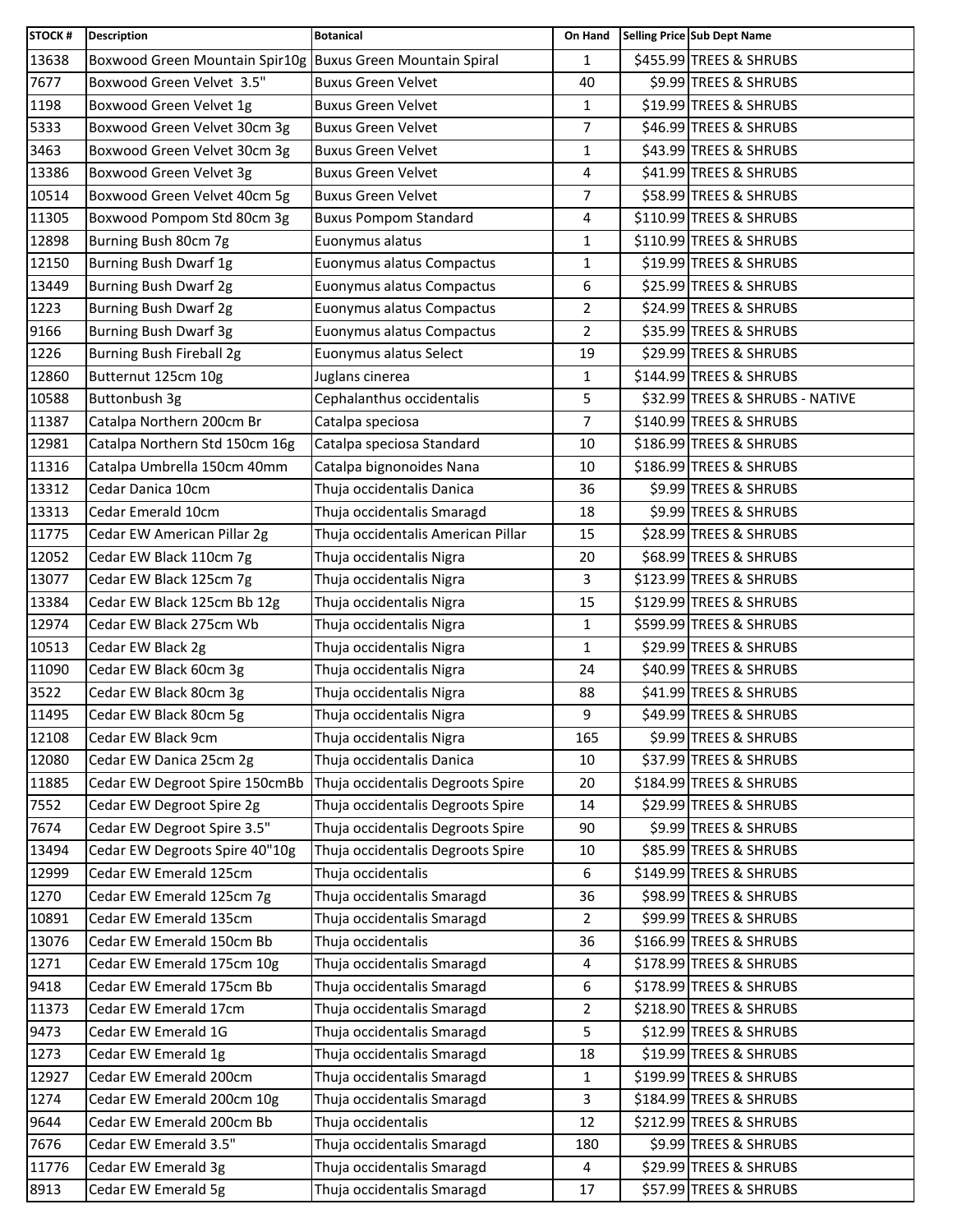| STOCK # | Description | Botanical | On Hand | Selling Price | Sub Dept Name |
|---|---|---|---|---|---|
| 13638 | Boxwood Green Mountain Spir10g | Buxus Green Mountain Spiral | 1 | $455.99 | TREES & SHRUBS |
| 7677 | Boxwood Green Velvet 3.5" | Buxus Green Velvet | 40 | $9.99 | TREES & SHRUBS |
| 1198 | Boxwood Green Velvet 1g | Buxus Green Velvet | 1 | $19.99 | TREES & SHRUBS |
| 5333 | Boxwood Green Velvet 30cm 3g | Buxus Green Velvet | 7 | $46.99 | TREES & SHRUBS |
| 3463 | Boxwood Green Velvet 30cm 3g | Buxus Green Velvet | 1 | $43.99 | TREES & SHRUBS |
| 13386 | Boxwood Green Velvet 3g | Buxus Green Velvet | 4 | $41.99 | TREES & SHRUBS |
| 10514 | Boxwood Green Velvet 40cm 5g | Buxus Green Velvet | 7 | $58.99 | TREES & SHRUBS |
| 11305 | Boxwood Pompom Std 80cm 3g | Buxus Pompom Standard | 4 | $110.99 | TREES & SHRUBS |
| 12898 | Burning Bush 80cm 7g | Euonymus alatus | 1 | $110.99 | TREES & SHRUBS |
| 12150 | Burning Bush Dwarf 1g | Euonymus alatus Compactus | 1 | $19.99 | TREES & SHRUBS |
| 13449 | Burning Bush Dwarf 2g | Euonymus alatus Compactus | 6 | $25.99 | TREES & SHRUBS |
| 1223 | Burning Bush Dwarf 2g | Euonymus alatus Compactus | 2 | $24.99 | TREES & SHRUBS |
| 9166 | Burning Bush Dwarf 3g | Euonymus alatus Compactus | 2 | $35.99 | TREES & SHRUBS |
| 1226 | Burning Bush Fireball 2g | Euonymus alatus Select | 19 | $29.99 | TREES & SHRUBS |
| 12860 | Butternut 125cm 10g | Juglans cinerea | 1 | $144.99 | TREES & SHRUBS |
| 10588 | Buttonbush 3g | Cephalanthus occidentalis | 5 | $32.99 | TREES & SHRUBS - NATIVE |
| 11387 | Catalpa Northern 200cm Br | Catalpa speciosa | 7 | $140.99 | TREES & SHRUBS |
| 12981 | Catalpa Northern Std 150cm 16g | Catalpa speciosa Standard | 10 | $186.99 | TREES & SHRUBS |
| 11316 | Catalpa Umbrella 150cm 40mm | Catalpa bignonoides Nana | 10 | $186.99 | TREES & SHRUBS |
| 13312 | Cedar Danica 10cm | Thuja occidentalis Danica | 36 | $9.99 | TREES & SHRUBS |
| 13313 | Cedar Emerald 10cm | Thuja occidentalis Smaragd | 18 | $9.99 | TREES & SHRUBS |
| 11775 | Cedar EW American Pillar 2g | Thuja occidentalis American Pillar | 15 | $28.99 | TREES & SHRUBS |
| 12052 | Cedar EW Black 110cm 7g | Thuja occidentalis Nigra | 20 | $68.99 | TREES & SHRUBS |
| 13077 | Cedar EW Black 125cm 7g | Thuja occidentalis Nigra | 3 | $123.99 | TREES & SHRUBS |
| 13384 | Cedar EW Black 125cm Bb 12g | Thuja occidentalis Nigra | 15 | $129.99 | TREES & SHRUBS |
| 12974 | Cedar EW Black 275cm Wb | Thuja occidentalis Nigra | 1 | $599.99 | TREES & SHRUBS |
| 10513 | Cedar EW Black 2g | Thuja occidentalis Nigra | 1 | $29.99 | TREES & SHRUBS |
| 11090 | Cedar EW Black 60cm 3g | Thuja occidentalis Nigra | 24 | $40.99 | TREES & SHRUBS |
| 3522 | Cedar EW Black 80cm 3g | Thuja occidentalis Nigra | 88 | $41.99 | TREES & SHRUBS |
| 11495 | Cedar EW Black 80cm 5g | Thuja occidentalis Nigra | 9 | $49.99 | TREES & SHRUBS |
| 12108 | Cedar EW Black 9cm | Thuja occidentalis Nigra | 165 | $9.99 | TREES & SHRUBS |
| 12080 | Cedar EW Danica 25cm 2g | Thuja occidentalis Danica | 10 | $37.99 | TREES & SHRUBS |
| 11885 | Cedar EW Degroot Spire 150cmBb | Thuja occidentalis Degroots Spire | 20 | $184.99 | TREES & SHRUBS |
| 7552 | Cedar EW Degroot Spire 2g | Thuja occidentalis Degroots Spire | 14 | $29.99 | TREES & SHRUBS |
| 7674 | Cedar EW Degroot Spire 3.5" | Thuja occidentalis Degroots Spire | 90 | $9.99 | TREES & SHRUBS |
| 13494 | Cedar EW Degroots Spire 40"10g | Thuja occidentalis Degroots Spire | 10 | $85.99 | TREES & SHRUBS |
| 12999 | Cedar EW Emerald 125cm | Thuja occidentalis | 6 | $149.99 | TREES & SHRUBS |
| 1270 | Cedar EW Emerald 125cm 7g | Thuja occidentalis Smaragd | 36 | $98.99 | TREES & SHRUBS |
| 10891 | Cedar EW Emerald 135cm | Thuja occidentalis Smaragd | 2 | $99.99 | TREES & SHRUBS |
| 13076 | Cedar EW Emerald 150cm Bb | Thuja occidentalis | 36 | $166.99 | TREES & SHRUBS |
| 1271 | Cedar EW Emerald 175cm 10g | Thuja occidentalis Smaragd | 4 | $178.99 | TREES & SHRUBS |
| 9418 | Cedar EW Emerald 175cm Bb | Thuja occidentalis Smaragd | 6 | $178.99 | TREES & SHRUBS |
| 11373 | Cedar EW Emerald 17cm | Thuja occidentalis Smaragd | 2 | $218.90 | TREES & SHRUBS |
| 9473 | Cedar EW Emerald 1G | Thuja occidentalis Smaragd | 5 | $12.99 | TREES & SHRUBS |
| 1273 | Cedar EW Emerald 1g | Thuja occidentalis Smaragd | 18 | $19.99 | TREES & SHRUBS |
| 12927 | Cedar EW Emerald 200cm | Thuja occidentalis Smaragd | 1 | $199.99 | TREES & SHRUBS |
| 1274 | Cedar EW Emerald 200cm 10g | Thuja occidentalis Smaragd | 3 | $184.99 | TREES & SHRUBS |
| 9644 | Cedar EW Emerald 200cm Bb | Thuja occidentalis | 12 | $212.99 | TREES & SHRUBS |
| 7676 | Cedar EW Emerald 3.5" | Thuja occidentalis Smaragd | 180 | $9.99 | TREES & SHRUBS |
| 11776 | Cedar EW Emerald 3g | Thuja occidentalis Smaragd | 4 | $29.99 | TREES & SHRUBS |
| 8913 | Cedar EW Emerald 5g | Thuja occidentalis Smaragd | 17 | $57.99 | TREES & SHRUBS |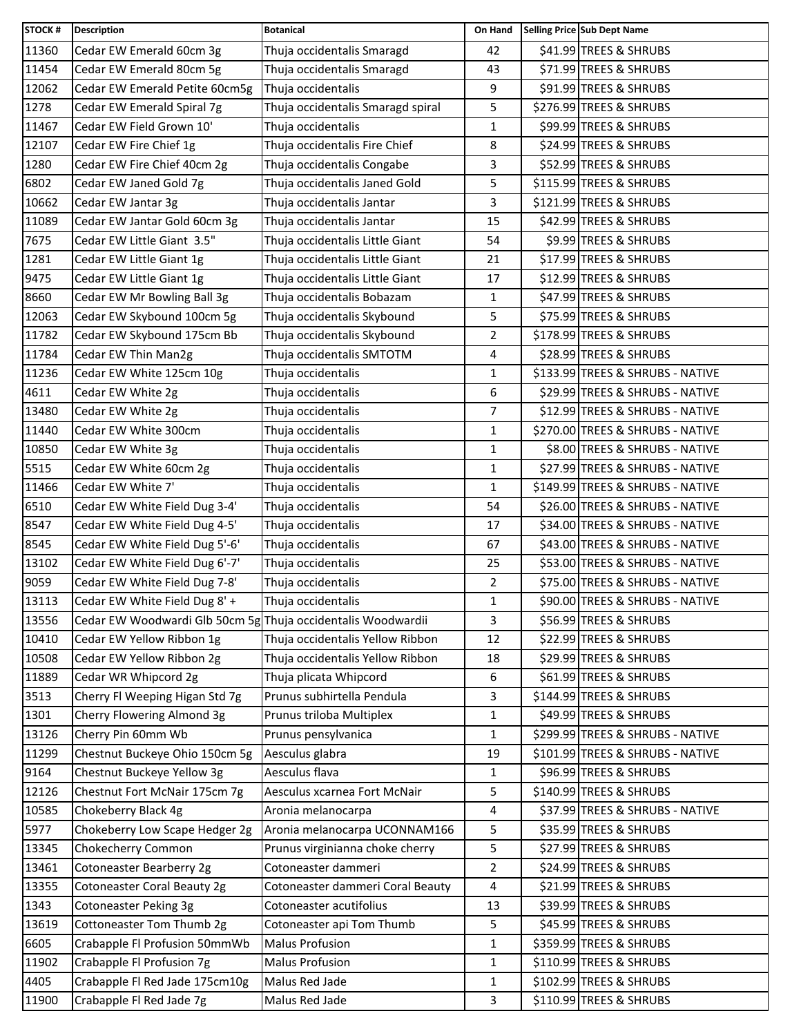| STOCK # | Description | Botanical | On Hand | Selling Price | Sub Dept Name |
|---|---|---|---|---|---|
| 11360 | Cedar EW Emerald 60cm 3g | Thuja occidentalis Smaragd | 42 | $41.99 | TREES & SHRUBS |
| 11454 | Cedar EW Emerald 80cm 5g | Thuja occidentalis Smaragd | 43 | $71.99 | TREES & SHRUBS |
| 12062 | Cedar EW Emerald Petite 60cm5g | Thuja occidentalis | 9 | $91.99 | TREES & SHRUBS |
| 1278 | Cedar EW Emerald Spiral 7g | Thuja occidentalis Smaragd spiral | 5 | $276.99 | TREES & SHRUBS |
| 11467 | Cedar EW Field Grown 10' | Thuja occidentalis | 1 | $99.99 | TREES & SHRUBS |
| 12107 | Cedar EW Fire Chief 1g | Thuja occidentalis Fire Chief | 8 | $24.99 | TREES & SHRUBS |
| 1280 | Cedar EW Fire Chief 40cm 2g | Thuja occidentalis Congabe | 3 | $52.99 | TREES & SHRUBS |
| 6802 | Cedar EW Janed Gold 7g | Thuja occidentalis Janed Gold | 5 | $115.99 | TREES & SHRUBS |
| 10662 | Cedar EW Jantar 3g | Thuja occidentalis Jantar | 3 | $121.99 | TREES & SHRUBS |
| 11089 | Cedar EW Jantar Gold 60cm 3g | Thuja occidentalis Jantar | 15 | $42.99 | TREES & SHRUBS |
| 7675 | Cedar EW Little Giant 3.5" | Thuja occidentalis Little Giant | 54 | $9.99 | TREES & SHRUBS |
| 1281 | Cedar EW Little Giant 1g | Thuja occidentalis Little Giant | 21 | $17.99 | TREES & SHRUBS |
| 9475 | Cedar EW Little Giant 1g | Thuja occidentalis Little Giant | 17 | $12.99 | TREES & SHRUBS |
| 8660 | Cedar EW Mr Bowling Ball 3g | Thuja occidentalis Bobazam | 1 | $47.99 | TREES & SHRUBS |
| 12063 | Cedar EW Skybound 100cm 5g | Thuja occidentalis Skybound | 5 | $75.99 | TREES & SHRUBS |
| 11782 | Cedar EW Skybound 175cm Bb | Thuja occidentalis Skybound | 2 | $178.99 | TREES & SHRUBS |
| 11784 | Cedar EW Thin Man2g | Thuja occidentalis SMTOTM | 4 | $28.99 | TREES & SHRUBS |
| 11236 | Cedar EW White 125cm 10g | Thuja occidentalis | 1 | $133.99 | TREES & SHRUBS - NATIVE |
| 4611 | Cedar EW White 2g | Thuja occidentalis | 6 | $29.99 | TREES & SHRUBS - NATIVE |
| 13480 | Cedar EW White 2g | Thuja occidentalis | 7 | $12.99 | TREES & SHRUBS - NATIVE |
| 11440 | Cedar EW White 300cm | Thuja occidentalis | 1 | $270.00 | TREES & SHRUBS - NATIVE |
| 10850 | Cedar EW White 3g | Thuja occidentalis | 1 | $8.00 | TREES & SHRUBS - NATIVE |
| 5515 | Cedar EW White 60cm 2g | Thuja occidentalis | 1 | $27.99 | TREES & SHRUBS - NATIVE |
| 11466 | Cedar EW White 7' | Thuja occidentalis | 1 | $149.99 | TREES & SHRUBS - NATIVE |
| 6510 | Cedar EW White Field Dug 3-4' | Thuja occidentalis | 54 | $26.00 | TREES & SHRUBS - NATIVE |
| 8547 | Cedar EW White Field Dug 4-5' | Thuja occidentalis | 17 | $34.00 | TREES & SHRUBS - NATIVE |
| 8545 | Cedar EW White Field Dug 5'-6' | Thuja occidentalis | 67 | $43.00 | TREES & SHRUBS - NATIVE |
| 13102 | Cedar EW White Field Dug 6'-7' | Thuja occidentalis | 25 | $53.00 | TREES & SHRUBS - NATIVE |
| 9059 | Cedar EW White Field Dug 7-8' | Thuja occidentalis | 2 | $75.00 | TREES & SHRUBS - NATIVE |
| 13113 | Cedar EW White Field Dug 8' + | Thuja occidentalis | 1 | $90.00 | TREES & SHRUBS - NATIVE |
| 13556 | Cedar EW Woodwardi Glb 50cm 5g | Thuja occidentalis Woodwardii | 3 | $56.99 | TREES & SHRUBS |
| 10410 | Cedar EW Yellow Ribbon 1g | Thuja occidentalis Yellow Ribbon | 12 | $22.99 | TREES & SHRUBS |
| 10508 | Cedar EW Yellow Ribbon 2g | Thuja occidentalis Yellow Ribbon | 18 | $29.99 | TREES & SHRUBS |
| 11889 | Cedar WR Whipcord 2g | Thuja plicata Whipcord | 6 | $61.99 | TREES & SHRUBS |
| 3513 | Cherry Fl Weeping Higan Std 7g | Prunus subhirtella Pendula | 3 | $144.99 | TREES & SHRUBS |
| 1301 | Cherry Flowering Almond 3g | Prunus triloba Multiplex | 1 | $49.99 | TREES & SHRUBS |
| 13126 | Cherry Pin 60mm Wb | Prunus pensylvanica | 1 | $299.99 | TREES & SHRUBS - NATIVE |
| 11299 | Chestnut Buckeye Ohio 150cm 5g | Aesculus glabra | 19 | $101.99 | TREES & SHRUBS - NATIVE |
| 9164 | Chestnut Buckeye Yellow 3g | Aesculus flava | 1 | $96.99 | TREES & SHRUBS |
| 12126 | Chestnut Fort McNair 175cm 7g | Aesculus xcarnea Fort McNair | 5 | $140.99 | TREES & SHRUBS |
| 10585 | Chokeberry Black 4g | Aronia melanocarpa | 4 | $37.99 | TREES & SHRUBS - NATIVE |
| 5977 | Chokeberry Low Scape Hedger 2g | Aronia melanocarpa UCONNAM166 | 5 | $35.99 | TREES & SHRUBS |
| 13345 | Chokecherry Common | Prunus virginianna choke cherry | 5 | $27.99 | TREES & SHRUBS |
| 13461 | Cotoneaster Bearberry 2g | Cotoneaster dammeri | 2 | $24.99 | TREES & SHRUBS |
| 13355 | Cotoneaster Coral Beauty 2g | Cotoneaster dammeri Coral Beauty | 4 | $21.99 | TREES & SHRUBS |
| 1343 | Cotoneaster Peking 3g | Cotoneaster acutifolius | 13 | $39.99 | TREES & SHRUBS |
| 13619 | Cottoneaster Tom Thumb 2g | Cotoneaster api Tom Thumb | 5 | $45.99 | TREES & SHRUBS |
| 6605 | Crabapple Fl Profusion 50mmWb | Malus Profusion | 1 | $359.99 | TREES & SHRUBS |
| 11902 | Crabapple Fl Profusion 7g | Malus Profusion | 1 | $110.99 | TREES & SHRUBS |
| 4405 | Crabapple Fl Red Jade 175cm10g | Malus Red Jade | 1 | $102.99 | TREES & SHRUBS |
| 11900 | Crabapple Fl Red Jade 7g | Malus Red Jade | 3 | $110.99 | TREES & SHRUBS |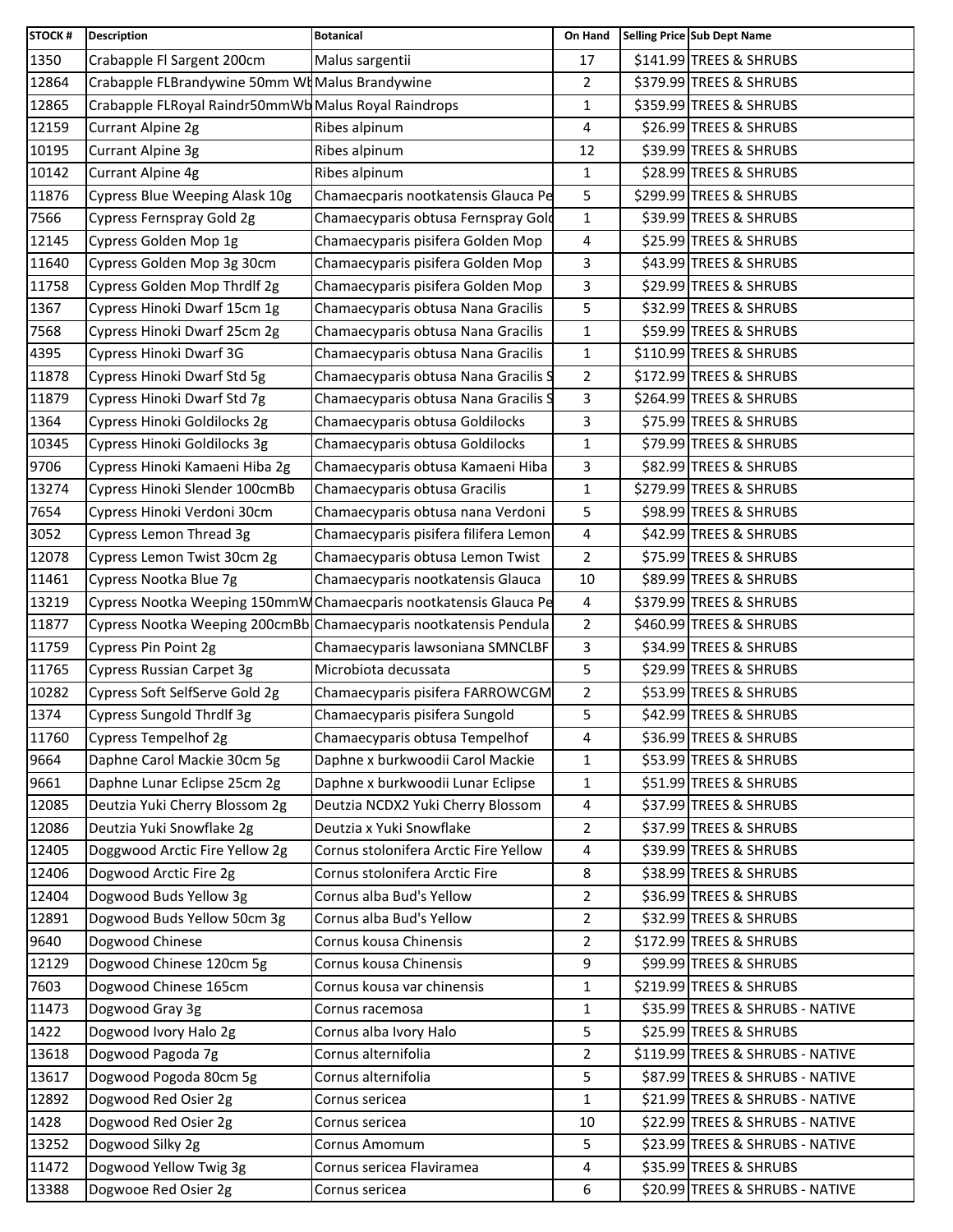| STOCK # | Description | Botanical | On Hand | Selling Price | Sub Dept Name |
|---|---|---|---|---|---|
| 1350 | Crabapple Fl Sargent 200cm | Malus sargentii | 17 | $141.99 | TREES & SHRUBS |
| 12864 | Crabapple FLBrandywine 50mm Wb | Malus Brandywine | 2 | $379.99 | TREES & SHRUBS |
| 12865 | Crabapple FLRoyal Raindr50mmWb | Malus Royal Raindrops | 1 | $359.99 | TREES & SHRUBS |
| 12159 | Currant Alpine 2g | Ribes alpinum | 4 | $26.99 | TREES & SHRUBS |
| 10195 | Currant Alpine 3g | Ribes alpinum | 12 | $39.99 | TREES & SHRUBS |
| 10142 | Currant Alpine 4g | Ribes alpinum | 1 | $28.99 | TREES & SHRUBS |
| 11876 | Cypress Blue Weeping Alask 10g | Chamaecparis nootkatensis Glauca Pe | 5 | $299.99 | TREES & SHRUBS |
| 7566 | Cypress Fernspray Gold 2g | Chamaecyparis obtusa Fernspray Gold | 1 | $39.99 | TREES & SHRUBS |
| 12145 | Cypress Golden Mop 1g | Chamaecyparis pisifera Golden Mop | 4 | $25.99 | TREES & SHRUBS |
| 11640 | Cypress Golden Mop 3g 30cm | Chamaecyparis pisifera Golden Mop | 3 | $43.99 | TREES & SHRUBS |
| 11758 | Cypress Golden Mop Thrdlf 2g | Chamaecyparis pisifera Golden Mop | 3 | $29.99 | TREES & SHRUBS |
| 1367 | Cypress Hinoki Dwarf 15cm 1g | Chamaecyparis obtusa Nana Gracilis | 5 | $32.99 | TREES & SHRUBS |
| 7568 | Cypress Hinoki Dwarf 25cm 2g | Chamaecyparis obtusa Nana Gracilis | 1 | $59.99 | TREES & SHRUBS |
| 4395 | Cypress Hinoki Dwarf 3G | Chamaecyparis obtusa Nana Gracilis | 1 | $110.99 | TREES & SHRUBS |
| 11878 | Cypress Hinoki Dwarf Std 5g | Chamaecyparis obtusa Nana Gracilis S | 2 | $172.99 | TREES & SHRUBS |
| 11879 | Cypress Hinoki Dwarf Std 7g | Chamaecyparis obtusa Nana Gracilis S | 3 | $264.99 | TREES & SHRUBS |
| 1364 | Cypress Hinoki Goldilocks 2g | Chamaecyparis obtusa Goldilocks | 3 | $75.99 | TREES & SHRUBS |
| 10345 | Cypress Hinoki Goldilocks 3g | Chamaecyparis obtusa Goldilocks | 1 | $79.99 | TREES & SHRUBS |
| 9706 | Cypress Hinoki Kamaeni Hiba 2g | Chamaecyparis obtusa Kamaeni Hiba | 3 | $82.99 | TREES & SHRUBS |
| 13274 | Cypress Hinoki Slender 100cmBb | Chamaecyparis obtusa Gracilis | 1 | $279.99 | TREES & SHRUBS |
| 7654 | Cypress Hinoki Verdoni 30cm | Chamaecyparis obtusa nana Verdoni | 5 | $98.99 | TREES & SHRUBS |
| 3052 | Cypress Lemon Thread 3g | Chamaecyparis pisifera filifera Lemon | 4 | $42.99 | TREES & SHRUBS |
| 12078 | Cypress Lemon Twist 30cm 2g | Chamaecyparis obtusa Lemon Twist | 2 | $75.99 | TREES & SHRUBS |
| 11461 | Cypress Nootka Blue 7g | Chamaecyparis nootkatensis Glauca | 10 | $89.99 | TREES & SHRUBS |
| 13219 | Cypress Nootka Weeping 150mmW | Chamaecparis nootkatensis Glauca Pe | 4 | $379.99 | TREES & SHRUBS |
| 11877 | Cypress Nootka Weeping 200cmBb | Chamaecyparis nootkatensis Pendula | 2 | $460.99 | TREES & SHRUBS |
| 11759 | Cypress Pin Point 2g | Chamaecyparis lawsoniana SMNCLBF | 3 | $34.99 | TREES & SHRUBS |
| 11765 | Cypress Russian Carpet 3g | Microbiota decussata | 5 | $29.99 | TREES & SHRUBS |
| 10282 | Cypress Soft SelfServe Gold 2g | Chamaecyparis pisifera FARROWCGM | 2 | $53.99 | TREES & SHRUBS |
| 1374 | Cypress Sungold Thrdlf 3g | Chamaecyparis pisifera Sungold | 5 | $42.99 | TREES & SHRUBS |
| 11760 | Cypress Tempelhof 2g | Chamaecyparis obtusa Tempelhof | 4 | $36.99 | TREES & SHRUBS |
| 9664 | Daphne Carol Mackie 30cm 5g | Daphne x burkwoodii Carol Mackie | 1 | $53.99 | TREES & SHRUBS |
| 9661 | Daphne Lunar Eclipse 25cm 2g | Daphne x burkwoodii Lunar Eclipse | 1 | $51.99 | TREES & SHRUBS |
| 12085 | Deutzia Yuki Cherry Blossom 2g | Deutzia NCDX2 Yuki Cherry Blossom | 4 | $37.99 | TREES & SHRUBS |
| 12086 | Deutzia Yuki Snowflake 2g | Deutzia x Yuki Snowflake | 2 | $37.99 | TREES & SHRUBS |
| 12405 | Doggwood Arctic Fire Yellow 2g | Cornus stolonifera Arctic Fire Yellow | 4 | $39.99 | TREES & SHRUBS |
| 12406 | Dogwood Arctic Fire 2g | Cornus stolonifera Arctic Fire | 8 | $38.99 | TREES & SHRUBS |
| 12404 | Dogwood Buds Yellow 3g | Cornus alba Bud's Yellow | 2 | $36.99 | TREES & SHRUBS |
| 12891 | Dogwood Buds Yellow 50cm 3g | Cornus alba Bud's Yellow | 2 | $32.99 | TREES & SHRUBS |
| 9640 | Dogwood Chinese | Cornus kousa Chinensis | 2 | $172.99 | TREES & SHRUBS |
| 12129 | Dogwood Chinese 120cm 5g | Cornus kousa Chinensis | 9 | $99.99 | TREES & SHRUBS |
| 7603 | Dogwood Chinese 165cm | Cornus kousa var chinensis | 1 | $219.99 | TREES & SHRUBS |
| 11473 | Dogwood Gray 3g | Cornus racemosa | 1 | $35.99 | TREES & SHRUBS - NATIVE |
| 1422 | Dogwood Ivory Halo 2g | Cornus alba Ivory Halo | 5 | $25.99 | TREES & SHRUBS |
| 13618 | Dogwood Pagoda 7g | Cornus alternifolia | 2 | $119.99 | TREES & SHRUBS - NATIVE |
| 13617 | Dogwood Pogoda 80cm 5g | Cornus alternifolia | 5 | $87.99 | TREES & SHRUBS - NATIVE |
| 12892 | Dogwood Red Osier 2g | Cornus sericea | 1 | $21.99 | TREES & SHRUBS - NATIVE |
| 1428 | Dogwood Red Osier 2g | Cornus sericea | 10 | $22.99 | TREES & SHRUBS - NATIVE |
| 13252 | Dogwood Silky 2g | Cornus Amomum | 5 | $23.99 | TREES & SHRUBS - NATIVE |
| 11472 | Dogwood Yellow Twig 3g | Cornus sericea Flaviramea | 4 | $35.99 | TREES & SHRUBS |
| 13388 | Dogwooe Red Osier 2g | Cornus sericea | 6 | $20.99 | TREES & SHRUBS - NATIVE |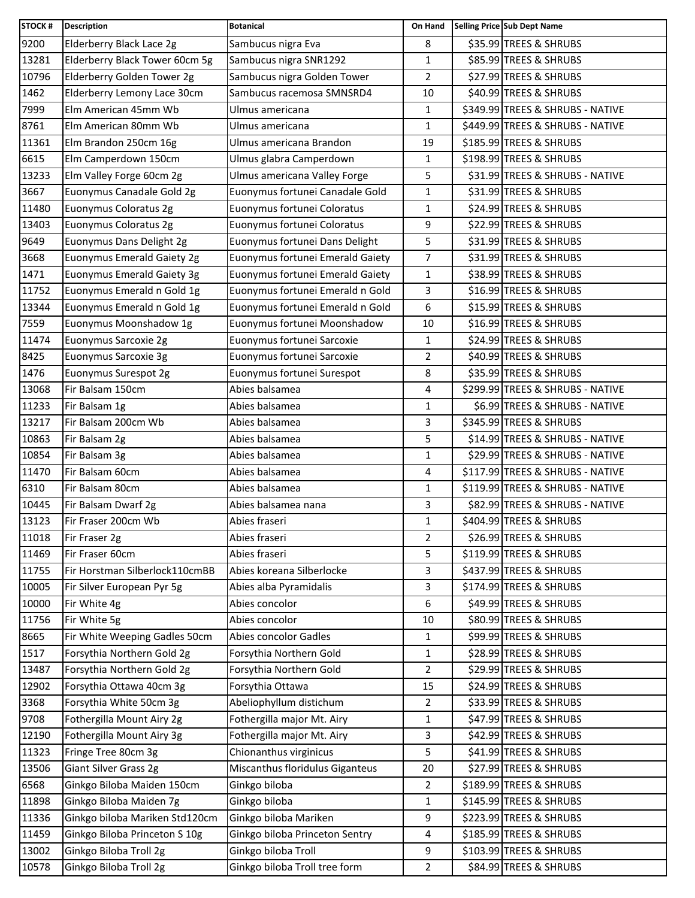| STOCK # | Description | Botanical | On Hand | Selling Price | Sub Dept Name |
|---|---|---|---|---|---|
| 9200 | Elderberry Black Lace 2g | Sambucus nigra Eva | 8 | $35.99 | TREES & SHRUBS |
| 13281 | Elderberry Black Tower 60cm 5g | Sambucus nigra SNR1292 | 1 | $85.99 | TREES & SHRUBS |
| 10796 | Elderberry Golden Tower 2g | Sambucus nigra Golden Tower | 2 | $27.99 | TREES & SHRUBS |
| 1462 | Elderberry Lemony Lace 30cm | Sambucus racemosa SMNSRD4 | 10 | $40.99 | TREES & SHRUBS |
| 7999 | Elm American 45mm Wb | Ulmus americana | 1 | $349.99 | TREES & SHRUBS - NATIVE |
| 8761 | Elm American 80mm Wb | Ulmus americana | 1 | $449.99 | TREES & SHRUBS - NATIVE |
| 11361 | Elm Brandon 250cm 16g | Ulmus americana Brandon | 19 | $185.99 | TREES & SHRUBS |
| 6615 | Elm Camperdown 150cm | Ulmus glabra Camperdown | 1 | $198.99 | TREES & SHRUBS |
| 13233 | Elm Valley Forge 60cm 2g | Ulmus americana Valley Forge | 5 | $31.99 | TREES & SHRUBS - NATIVE |
| 3667 | Euonymus Canadale Gold 2g | Euonymus fortunei Canadale Gold | 1 | $31.99 | TREES & SHRUBS |
| 11480 | Euonymus Coloratus 2g | Euonymus fortunei Coloratus | 1 | $24.99 | TREES & SHRUBS |
| 13403 | Euonymus Coloratus 2g | Euonymus fortunei Coloratus | 9 | $22.99 | TREES & SHRUBS |
| 9649 | Euonymus Dans Delight 2g | Euonymus fortunei Dans Delight | 5 | $31.99 | TREES & SHRUBS |
| 3668 | Euonymus Emerald Gaiety 2g | Euonymus fortunei Emerald Gaiety | 7 | $31.99 | TREES & SHRUBS |
| 1471 | Euonymus Emerald Gaiety 3g | Euonymus fortunei Emerald Gaiety | 1 | $38.99 | TREES & SHRUBS |
| 11752 | Euonymus Emerald n Gold 1g | Euonymus fortunei Emerald n Gold | 3 | $16.99 | TREES & SHRUBS |
| 13344 | Euonymus Emerald n Gold 1g | Euonymus fortunei Emerald n Gold | 6 | $15.99 | TREES & SHRUBS |
| 7559 | Euonymus Moonshadow 1g | Euonymus fortunei Moonshadow | 10 | $16.99 | TREES & SHRUBS |
| 11474 | Euonymus Sarcoxie 2g | Euonymus fortunei Sarcoxie | 1 | $24.99 | TREES & SHRUBS |
| 8425 | Euonymus Sarcoxie 3g | Euonymus fortunei Sarcoxie | 2 | $40.99 | TREES & SHRUBS |
| 1476 | Euonymus Surespot 2g | Euonymus fortunei Surespot | 8 | $35.99 | TREES & SHRUBS |
| 13068 | Fir Balsam 150cm | Abies balsamea | 4 | $299.99 | TREES & SHRUBS - NATIVE |
| 11233 | Fir Balsam 1g | Abies balsamea | 1 | $6.99 | TREES & SHRUBS - NATIVE |
| 13217 | Fir Balsam 200cm Wb | Abies balsamea | 3 | $345.99 | TREES & SHRUBS |
| 10863 | Fir Balsam 2g | Abies balsamea | 5 | $14.99 | TREES & SHRUBS - NATIVE |
| 10854 | Fir Balsam 3g | Abies balsamea | 1 | $29.99 | TREES & SHRUBS - NATIVE |
| 11470 | Fir Balsam 60cm | Abies balsamea | 4 | $117.99 | TREES & SHRUBS - NATIVE |
| 6310 | Fir Balsam 80cm | Abies balsamea | 1 | $119.99 | TREES & SHRUBS - NATIVE |
| 10445 | Fir Balsam Dwarf 2g | Abies balsamea nana | 3 | $82.99 | TREES & SHRUBS - NATIVE |
| 13123 | Fir Fraser 200cm Wb | Abies fraseri | 1 | $404.99 | TREES & SHRUBS |
| 11018 | Fir Fraser 2g | Abies fraseri | 2 | $26.99 | TREES & SHRUBS |
| 11469 | Fir Fraser 60cm | Abies fraseri | 5 | $119.99 | TREES & SHRUBS |
| 11755 | Fir Horstman Silberlock110cmBB | Abies koreana Silberlocke | 3 | $437.99 | TREES & SHRUBS |
| 10005 | Fir Silver European Pyr 5g | Abies alba Pyramidalis | 3 | $174.99 | TREES & SHRUBS |
| 10000 | Fir White 4g | Abies concolor | 6 | $49.99 | TREES & SHRUBS |
| 11756 | Fir White 5g | Abies concolor | 10 | $80.99 | TREES & SHRUBS |
| 8665 | Fir White Weeping Gadles 50cm | Abies concolor Gadles | 1 | $99.99 | TREES & SHRUBS |
| 1517 | Forsythia Northern Gold 2g | Forsythia Northern Gold | 1 | $28.99 | TREES & SHRUBS |
| 13487 | Forsythia Northern Gold 2g | Forsythia Northern Gold | 2 | $29.99 | TREES & SHRUBS |
| 12902 | Forsythia Ottawa 40cm 3g | Forsythia Ottawa | 15 | $24.99 | TREES & SHRUBS |
| 3368 | Forsythia White 50cm 3g | Abeliophyllum distichum | 2 | $33.99 | TREES & SHRUBS |
| 9708 | Fothergilla Mount Airy 2g | Fothergilla major Mt. Airy | 1 | $47.99 | TREES & SHRUBS |
| 12190 | Fothergilla Mount Airy 3g | Fothergilla major Mt. Airy | 3 | $42.99 | TREES & SHRUBS |
| 11323 | Fringe Tree 80cm 3g | Chionanthus virginicus | 5 | $41.99 | TREES & SHRUBS |
| 13506 | Giant Silver Grass 2g | Miscanthus floridulus Giganteus | 20 | $27.99 | TREES & SHRUBS |
| 6568 | Ginkgo Biloba Maiden 150cm | Ginkgo biloba | 2 | $189.99 | TREES & SHRUBS |
| 11898 | Ginkgo Biloba Maiden 7g | Ginkgo biloba | 1 | $145.99 | TREES & SHRUBS |
| 11336 | Ginkgo biloba Mariken Std120cm | Ginkgo biloba Mariken | 9 | $223.99 | TREES & SHRUBS |
| 11459 | Ginkgo Biloba Princeton S 10g | Ginkgo biloba Princeton Sentry | 4 | $185.99 | TREES & SHRUBS |
| 13002 | Ginkgo Biloba Troll 2g | Ginkgo biloba Troll | 9 | $103.99 | TREES & SHRUBS |
| 10578 | Ginkgo Biloba Troll 2g | Ginkgo biloba Troll tree form | 2 | $84.99 | TREES & SHRUBS |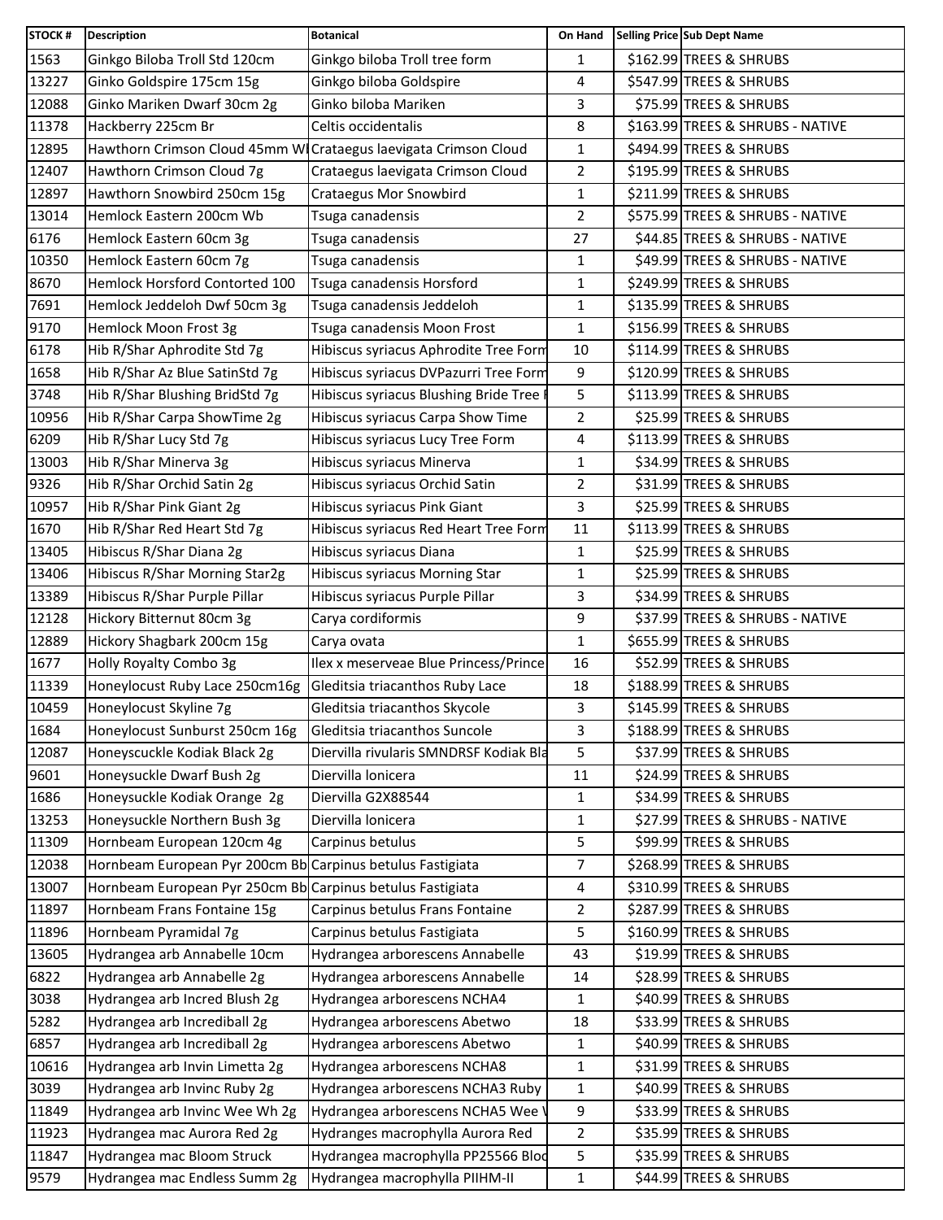| STOCK # | Description | Botanical | On Hand | Selling Price | Sub Dept Name |
|---|---|---|---|---|---|
| 1563 | Ginkgo Biloba Troll Std 120cm | Ginkgo biloba Troll tree form | 1 | $162.99 | TREES & SHRUBS |
| 13227 | Ginko Goldspire 175cm 15g | Ginkgo biloba Goldspire | 4 | $547.99 | TREES & SHRUBS |
| 12088 | Ginko Mariken Dwarf 30cm 2g | Ginko biloba Mariken | 3 | $75.99 | TREES & SHRUBS |
| 11378 | Hackberry 225cm Br | Celtis occidentalis | 8 | $163.99 | TREES & SHRUBS - NATIVE |
| 12895 | Hawthorn Crimson Cloud 45mm WI | Crataegus laevigata Crimson Cloud | 1 | $494.99 | TREES & SHRUBS |
| 12407 | Hawthorn Crimson Cloud 7g | Crataegus laevigata Crimson Cloud | 2 | $195.99 | TREES & SHRUBS |
| 12897 | Hawthorn Snowbird 250cm 15g | Crataegus Mor Snowbird | 1 | $211.99 | TREES & SHRUBS |
| 13014 | Hemlock Eastern 200cm Wb | Tsuga canadensis | 2 | $575.99 | TREES & SHRUBS - NATIVE |
| 6176 | Hemlock Eastern 60cm 3g | Tsuga canadensis | 27 | $44.85 | TREES & SHRUBS - NATIVE |
| 10350 | Hemlock Eastern 60cm 7g | Tsuga canadensis | 1 | $49.99 | TREES & SHRUBS - NATIVE |
| 8670 | Hemlock Horsford Contorted 100 | Tsuga canadensis Horsford | 1 | $249.99 | TREES & SHRUBS |
| 7691 | Hemlock Jeddeloh Dwf 50cm 3g | Tsuga canadensis Jeddeloh | 1 | $135.99 | TREES & SHRUBS |
| 9170 | Hemlock Moon Frost 3g | Tsuga canadensis Moon Frost | 1 | $156.99 | TREES & SHRUBS |
| 6178 | Hib R/Shar Aphrodite Std 7g | Hibiscus syriacus Aphrodite Tree Form | 10 | $114.99 | TREES & SHRUBS |
| 1658 | Hib R/Shar Az Blue SatinStd 7g | Hibiscus syriacus DVPazurri Tree Form | 9 | $120.99 | TREES & SHRUBS |
| 3748 | Hib R/Shar Blushing BridStd 7g | Hibiscus syriacus Blushing Bride Tree F | 5 | $113.99 | TREES & SHRUBS |
| 10956 | Hib R/Shar Carpa ShowTime 2g | Hibiscus syriacus Carpa Show Time | 2 | $25.99 | TREES & SHRUBS |
| 6209 | Hib R/Shar Lucy Std 7g | Hibiscus syriacus Lucy Tree Form | 4 | $113.99 | TREES & SHRUBS |
| 13003 | Hib R/Shar Minerva 3g | Hibiscus syriacus Minerva | 1 | $34.99 | TREES & SHRUBS |
| 9326 | Hib R/Shar Orchid Satin 2g | Hibiscus syriacus Orchid Satin | 2 | $31.99 | TREES & SHRUBS |
| 10957 | Hib R/Shar Pink Giant 2g | Hibiscus syriacus Pink Giant | 3 | $25.99 | TREES & SHRUBS |
| 1670 | Hib R/Shar Red Heart Std 7g | Hibiscus syriacus Red Heart Tree Form | 11 | $113.99 | TREES & SHRUBS |
| 13405 | Hibiscus R/Shar Diana 2g | Hibiscus syriacus Diana | 1 | $25.99 | TREES & SHRUBS |
| 13406 | Hibiscus R/Shar Morning Star2g | Hibiscus syriacus Morning Star | 1 | $25.99 | TREES & SHRUBS |
| 13389 | Hibiscus R/Shar Purple Pillar | Hibiscus syriacus Purple Pillar | 3 | $34.99 | TREES & SHRUBS |
| 12128 | Hickory Bitternut 80cm 3g | Carya cordiformis | 9 | $37.99 | TREES & SHRUBS - NATIVE |
| 12889 | Hickory Shagbark 200cm 15g | Carya ovata | 1 | $655.99 | TREES & SHRUBS |
| 1677 | Holly Royalty Combo 3g | Ilex x meserveae Blue Princess/Prince | 16 | $52.99 | TREES & SHRUBS |
| 11339 | Honeylocust Ruby Lace 250cm16g | Gleditsia triacanthos Ruby Lace | 18 | $188.99 | TREES & SHRUBS |
| 10459 | Honeylocust Skyline 7g | Gleditsia triacanthos Skycole | 3 | $145.99 | TREES & SHRUBS |
| 1684 | Honeylocust Sunburst 250cm 16g | Gleditsia triacanthos Suncole | 3 | $188.99 | TREES & SHRUBS |
| 12087 | Honeyscuckle Kodiak Black 2g | Diervilla rivularis SMNDRSF Kodiak Bla | 5 | $37.99 | TREES & SHRUBS |
| 9601 | Honeysuckle Dwarf Bush 2g | Diervilla lonicera | 11 | $24.99 | TREES & SHRUBS |
| 1686 | Honeysuckle Kodiak Orange 2g | Diervilla G2X88544 | 1 | $34.99 | TREES & SHRUBS |
| 13253 | Honeysuckle Northern Bush 3g | Diervilla lonicera | 1 | $27.99 | TREES & SHRUBS - NATIVE |
| 11309 | Hornbeam European 120cm 4g | Carpinus betulus | 5 | $99.99 | TREES & SHRUBS |
| 12038 | Hornbeam European Pyr 200cm Bb | Carpinus betulus Fastigiata | 7 | $268.99 | TREES & SHRUBS |
| 13007 | Hornbeam European Pyr 250cm Bb | Carpinus betulus Fastigiata | 4 | $310.99 | TREES & SHRUBS |
| 11897 | Hornbeam Frans Fontaine 15g | Carpinus betulus Frans Fontaine | 2 | $287.99 | TREES & SHRUBS |
| 11896 | Hornbeam Pyramidal 7g | Carpinus betulus Fastigiata | 5 | $160.99 | TREES & SHRUBS |
| 13605 | Hydrangea arb Annabelle 10cm | Hydrangea arborescens Annabelle | 43 | $19.99 | TREES & SHRUBS |
| 6822 | Hydrangea arb Annabelle 2g | Hydrangea arborescens Annabelle | 14 | $28.99 | TREES & SHRUBS |
| 3038 | Hydrangea arb Incred Blush 2g | Hydrangea arborescens NCHA4 | 1 | $40.99 | TREES & SHRUBS |
| 5282 | Hydrangea arb Incrediball 2g | Hydrangea arborescens Abetwo | 18 | $33.99 | TREES & SHRUBS |
| 6857 | Hydrangea arb Incrediball 2g | Hydrangea arborescens Abetwo | 1 | $40.99 | TREES & SHRUBS |
| 10616 | Hydrangea arb Invin Limetta 2g | Hydrangea arborescens NCHA8 | 1 | $31.99 | TREES & SHRUBS |
| 3039 | Hydrangea arb Invinc Ruby 2g | Hydrangea arborescens NCHA3 Ruby | 1 | $40.99 | TREES & SHRUBS |
| 11849 | Hydrangea arb Invinc Wee Wh 2g | Hydrangea arborescens NCHA5 Wee W | 9 | $33.99 | TREES & SHRUBS |
| 11923 | Hydrangea mac Aurora Red 2g | Hydranges macrophylla Aurora Red | 2 | $35.99 | TREES & SHRUBS |
| 11847 | Hydrangea mac Bloom Struck | Hydrangea macrophylla PP25566 Bloo | 5 | $35.99 | TREES & SHRUBS |
| 9579 | Hydrangea mac Endless Summ 2g | Hydrangea macrophylla PIIHM-II | 1 | $44.99 | TREES & SHRUBS |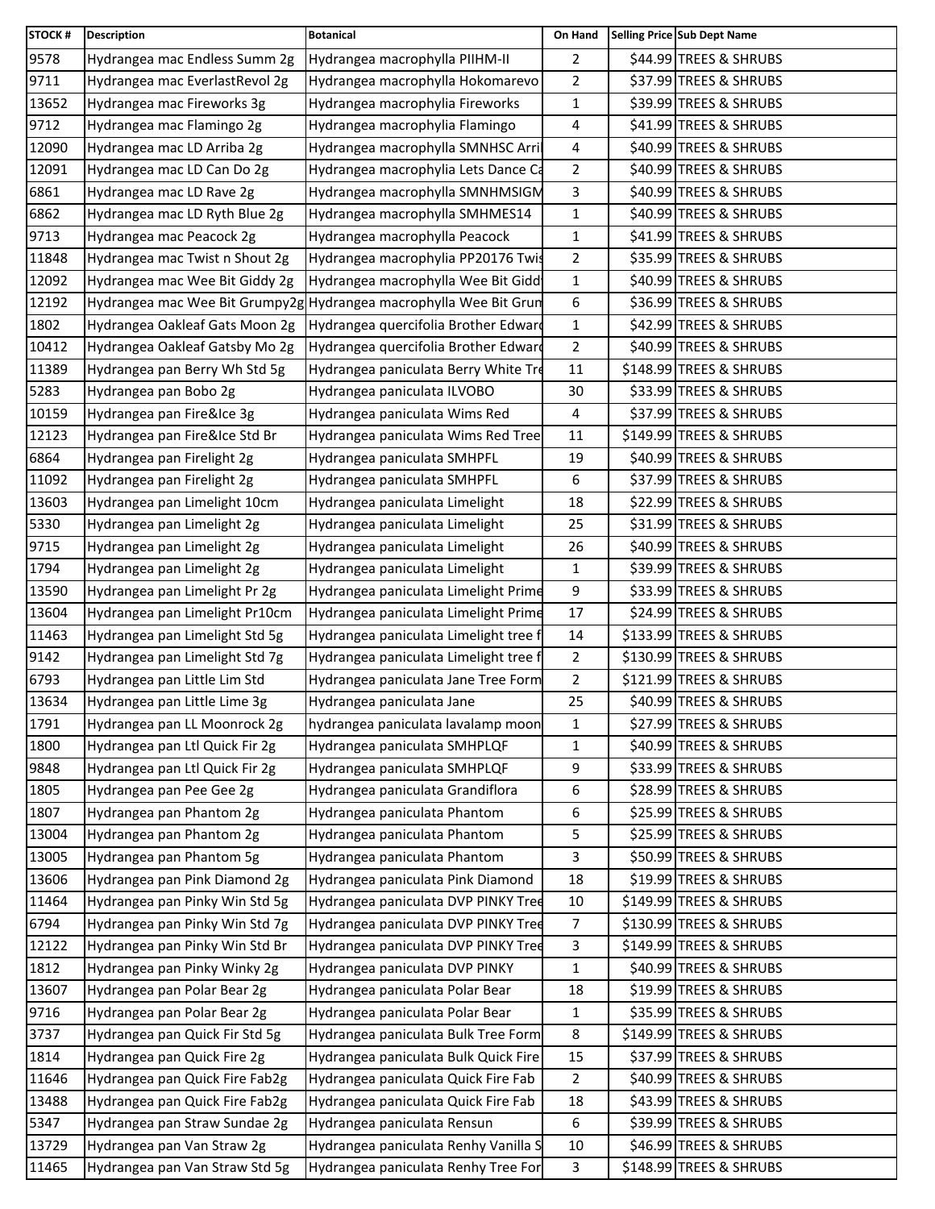| STOCK # | Description | Botanical | On Hand | Selling Price | Sub Dept Name |
|---|---|---|---|---|---|
| 9578 | Hydrangea mac Endless Summ 2g | Hydrangea macrophylla PIIHM-II | 2 | $44.99 | TREES & SHRUBS |
| 9711 | Hydrangea mac EverlastRevol 2g | Hydrangea macrophylla Hokomarevo | 2 | $37.99 | TREES & SHRUBS |
| 13652 | Hydrangea mac Fireworks 3g | Hydrangea macrophylia Fireworks | 1 | $39.99 | TREES & SHRUBS |
| 9712 | Hydrangea mac Flamingo 2g | Hydrangea macrophylia Flamingo | 4 | $41.99 | TREES & SHRUBS |
| 12090 | Hydrangea mac LD Arriba 2g | Hydrangea macrophylla SMNHSC Arri | 4 | $40.99 | TREES & SHRUBS |
| 12091 | Hydrangea mac LD Can Do 2g | Hydrangea macrophylia Lets Dance Ca | 2 | $40.99 | TREES & SHRUBS |
| 6861 | Hydrangea mac LD Rave 2g | Hydrangea macrophylla SMNHMSIGM | 3 | $40.99 | TREES & SHRUBS |
| 6862 | Hydrangea mac LD Ryth Blue 2g | Hydrangea macrophylla SMHMES14 | 1 | $40.99 | TREES & SHRUBS |
| 9713 | Hydrangea mac Peacock 2g | Hydrangea macrophylla Peacock | 1 | $41.99 | TREES & SHRUBS |
| 11848 | Hydrangea mac Twist n Shout 2g | Hydrangea macrophylia PP20176 Twis | 2 | $35.99 | TREES & SHRUBS |
| 12092 | Hydrangea mac Wee Bit Giddy 2g | Hydrangea macrophylla Wee Bit Gidd | 1 | $40.99 | TREES & SHRUBS |
| 12192 | Hydrangea mac Wee Bit Grumpy2g | Hydrangea macrophylla Wee Bit Grun | 6 | $36.99 | TREES & SHRUBS |
| 1802 | Hydrangea Oakleaf Gats Moon 2g | Hydrangea quercifolia Brother Edward | 1 | $42.99 | TREES & SHRUBS |
| 10412 | Hydrangea Oakleaf Gatsby Mo 2g | Hydrangea quercifolia Brother Edward | 2 | $40.99 | TREES & SHRUBS |
| 11389 | Hydrangea pan Berry Wh Std 5g | Hydrangea paniculata Berry White Tre | 11 | $148.99 | TREES & SHRUBS |
| 5283 | Hydrangea pan Bobo 2g | Hydrangea paniculata ILVOBO | 30 | $33.99 | TREES & SHRUBS |
| 10159 | Hydrangea pan Fire&Ice 3g | Hydrangea paniculata Wims Red | 4 | $37.99 | TREES & SHRUBS |
| 12123 | Hydrangea pan Fire&Ice Std Br | Hydrangea paniculata Wims Red Tree | 11 | $149.99 | TREES & SHRUBS |
| 6864 | Hydrangea pan Firelight 2g | Hydrangea paniculata SMHPFL | 19 | $40.99 | TREES & SHRUBS |
| 11092 | Hydrangea pan Firelight 2g | Hydrangea paniculata SMHPFL | 6 | $37.99 | TREES & SHRUBS |
| 13603 | Hydrangea pan Limelight 10cm | Hydrangea paniculata Limelight | 18 | $22.99 | TREES & SHRUBS |
| 5330 | Hydrangea pan Limelight 2g | Hydrangea paniculata Limelight | 25 | $31.99 | TREES & SHRUBS |
| 9715 | Hydrangea pan Limelight 2g | Hydrangea paniculata Limelight | 26 | $40.99 | TREES & SHRUBS |
| 1794 | Hydrangea pan Limelight 2g | Hydrangea paniculata Limelight | 1 | $39.99 | TREES & SHRUBS |
| 13590 | Hydrangea pan Limelight Pr 2g | Hydrangea paniculata Limelight Prime | 9 | $33.99 | TREES & SHRUBS |
| 13604 | Hydrangea pan Limelight Pr10cm | Hydrangea paniculata Limelight Prime | 17 | $24.99 | TREES & SHRUBS |
| 11463 | Hydrangea pan Limelight Std 5g | Hydrangea paniculata Limelight tree f | 14 | $133.99 | TREES & SHRUBS |
| 9142 | Hydrangea pan Limelight Std 7g | Hydrangea paniculata Limelight tree f | 2 | $130.99 | TREES & SHRUBS |
| 6793 | Hydrangea pan Little Lim Std | Hydrangea paniculata Jane Tree Form | 2 | $121.99 | TREES & SHRUBS |
| 13634 | Hydrangea pan Little Lime 3g | Hydrangea paniculata Jane | 25 | $40.99 | TREES & SHRUBS |
| 1791 | Hydrangea pan LL Moonrock 2g | hydrangea paniculata lavalamp moon | 1 | $27.99 | TREES & SHRUBS |
| 1800 | Hydrangea pan Ltl Quick Fir 2g | Hydrangea paniculata SMHPLQF | 1 | $40.99 | TREES & SHRUBS |
| 9848 | Hydrangea pan Ltl Quick Fir 2g | Hydrangea paniculata SMHPLQF | 9 | $33.99 | TREES & SHRUBS |
| 1805 | Hydrangea pan Pee Gee 2g | Hydrangea paniculata Grandiflora | 6 | $28.99 | TREES & SHRUBS |
| 1807 | Hydrangea pan Phantom 2g | Hydrangea paniculata Phantom | 6 | $25.99 | TREES & SHRUBS |
| 13004 | Hydrangea pan Phantom 2g | Hydrangea paniculata Phantom | 5 | $25.99 | TREES & SHRUBS |
| 13005 | Hydrangea pan Phantom 5g | Hydrangea paniculata Phantom | 3 | $50.99 | TREES & SHRUBS |
| 13606 | Hydrangea pan Pink Diamond 2g | Hydrangea paniculata Pink Diamond | 18 | $19.99 | TREES & SHRUBS |
| 11464 | Hydrangea pan Pinky Win Std 5g | Hydrangea paniculata DVP PINKY Tree | 10 | $149.99 | TREES & SHRUBS |
| 6794 | Hydrangea pan Pinky Win Std 7g | Hydrangea paniculata DVP PINKY Tree | 7 | $130.99 | TREES & SHRUBS |
| 12122 | Hydrangea pan Pinky Win Std Br | Hydrangea paniculata DVP PINKY Tree | 3 | $149.99 | TREES & SHRUBS |
| 1812 | Hydrangea pan Pinky Winky 2g | Hydrangea paniculata DVP PINKY | 1 | $40.99 | TREES & SHRUBS |
| 13607 | Hydrangea pan Polar Bear 2g | Hydrangea paniculata Polar Bear | 18 | $19.99 | TREES & SHRUBS |
| 9716 | Hydrangea pan Polar Bear 2g | Hydrangea paniculata Polar Bear | 1 | $35.99 | TREES & SHRUBS |
| 3737 | Hydrangea pan Quick Fir Std 5g | Hydrangea paniculata Bulk Tree Form | 8 | $149.99 | TREES & SHRUBS |
| 1814 | Hydrangea pan Quick Fire 2g | Hydrangea paniculata Bulk Quick Fire | 15 | $37.99 | TREES & SHRUBS |
| 11646 | Hydrangea pan Quick Fire Fab2g | Hydrangea paniculata Quick Fire Fab | 2 | $40.99 | TREES & SHRUBS |
| 13488 | Hydrangea pan Quick Fire Fab2g | Hydrangea paniculata Quick Fire Fab | 18 | $43.99 | TREES & SHRUBS |
| 5347 | Hydrangea pan Straw Sundae 2g | Hydrangea paniculata Rensun | 6 | $39.99 | TREES & SHRUBS |
| 13729 | Hydrangea pan Van Straw 2g | Hydrangea paniculata Renhy Vanilla S | 10 | $46.99 | TREES & SHRUBS |
| 11465 | Hydrangea pan Van Straw Std 5g | Hydrangea paniculata Renhy Tree For | 3 | $148.99 | TREES & SHRUBS |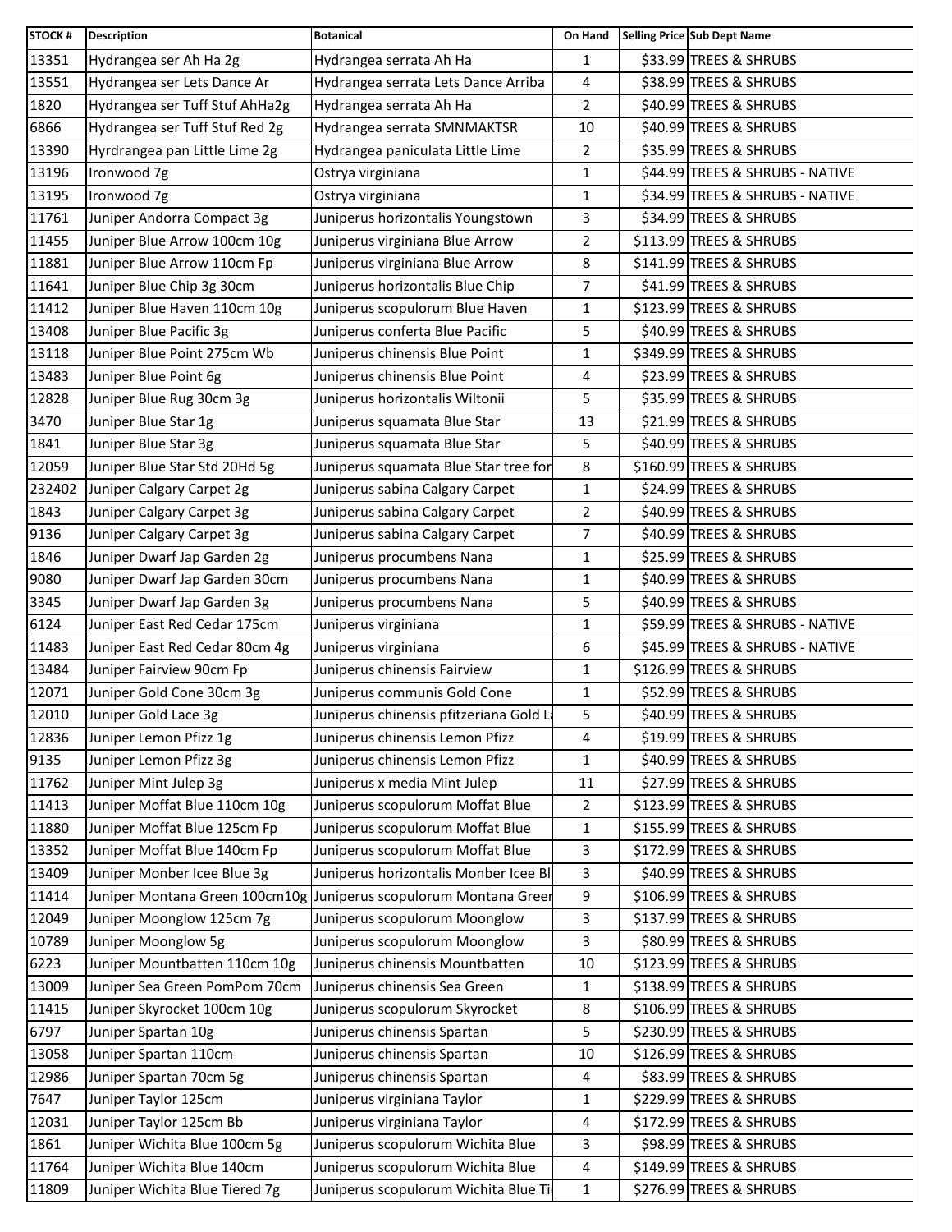| STOCK # | Description | Botanical | On Hand | Selling Price | Sub Dept Name |
|---|---|---|---|---|---|
| 13351 | Hydrangea ser Ah Ha 2g | Hydrangea serrata Ah Ha | 1 | $33.99 | TREES & SHRUBS |
| 13551 | Hydrangea ser Lets Dance Ar | Hydrangea serrata Lets Dance Arriba | 4 | $38.99 | TREES & SHRUBS |
| 1820 | Hydrangea ser Tuff Stuf AhHa2g | Hydrangea serrata Ah Ha | 2 | $40.99 | TREES & SHRUBS |
| 6866 | Hydrangea ser Tuff Stuf Red 2g | Hydrangea serrata SMNMAKTSR | 10 | $40.99 | TREES & SHRUBS |
| 13390 | Hyrdrangea pan Little Lime 2g | Hydrangea paniculata Little Lime | 2 | $35.99 | TREES & SHRUBS |
| 13196 | Ironwood 7g | Ostrya virginiana | 1 | $44.99 | TREES & SHRUBS - NATIVE |
| 13195 | Ironwood 7g | Ostrya virginiana | 1 | $34.99 | TREES & SHRUBS - NATIVE |
| 11761 | Juniper Andorra Compact 3g | Juniperus horizontalis Youngstown | 3 | $34.99 | TREES & SHRUBS |
| 11455 | Juniper Blue Arrow 100cm 10g | Juniperus virginiana Blue Arrow | 2 | $113.99 | TREES & SHRUBS |
| 11881 | Juniper Blue Arrow 110cm Fp | Juniperus virginiana Blue Arrow | 8 | $141.99 | TREES & SHRUBS |
| 11641 | Juniper Blue Chip 3g 30cm | Juniperus horizontalis Blue Chip | 7 | $41.99 | TREES & SHRUBS |
| 11412 | Juniper Blue Haven 110cm 10g | Juniperus scopulorum Blue Haven | 1 | $123.99 | TREES & SHRUBS |
| 13408 | Juniper Blue Pacific 3g | Juniperus conferta Blue Pacific | 5 | $40.99 | TREES & SHRUBS |
| 13118 | Juniper Blue Point 275cm Wb | Juniperus chinensis Blue Point | 1 | $349.99 | TREES & SHRUBS |
| 13483 | Juniper Blue Point 6g | Juniperus chinensis Blue Point | 4 | $23.99 | TREES & SHRUBS |
| 12828 | Juniper Blue Rug 30cm 3g | Juniperus horizontalis Wiltonii | 5 | $35.99 | TREES & SHRUBS |
| 3470 | Juniper Blue Star 1g | Juniperus squamata Blue Star | 13 | $21.99 | TREES & SHRUBS |
| 1841 | Juniper Blue Star 3g | Juniperus squamata Blue Star | 5 | $40.99 | TREES & SHRUBS |
| 12059 | Juniper Blue Star Std 20Hd 5g | Juniperus squamata Blue Star tree for | 8 | $160.99 | TREES & SHRUBS |
| 232402 | Juniper Calgary Carpet 2g | Juniperus sabina Calgary Carpet | 1 | $24.99 | TREES & SHRUBS |
| 1843 | Juniper Calgary Carpet 3g | Juniperus sabina Calgary Carpet | 2 | $40.99 | TREES & SHRUBS |
| 9136 | Juniper Calgary Carpet 3g | Juniperus sabina Calgary Carpet | 7 | $40.99 | TREES & SHRUBS |
| 1846 | Juniper Dwarf Jap Garden 2g | Juniperus procumbens Nana | 1 | $25.99 | TREES & SHRUBS |
| 9080 | Juniper Dwarf Jap Garden 30cm | Juniperus procumbens Nana | 1 | $40.99 | TREES & SHRUBS |
| 3345 | Juniper Dwarf Jap Garden 3g | Juniperus procumbens Nana | 5 | $40.99 | TREES & SHRUBS |
| 6124 | Juniper East Red Cedar 175cm | Juniperus virginiana | 1 | $59.99 | TREES & SHRUBS - NATIVE |
| 11483 | Juniper East Red Cedar 80cm 4g | Juniperus virginiana | 6 | $45.99 | TREES & SHRUBS - NATIVE |
| 13484 | Juniper Fairview 90cm Fp | Juniperus chinensis Fairview | 1 | $126.99 | TREES & SHRUBS |
| 12071 | Juniper Gold Cone 30cm 3g | Juniperus communis Gold Cone | 1 | $52.99 | TREES & SHRUBS |
| 12010 | Juniper Gold Lace 3g | Juniperus chinensis pfitzeriana Gold L | 5 | $40.99 | TREES & SHRUBS |
| 12836 | Juniper Lemon Pfizz 1g | Juniperus chinensis Lemon Pfizz | 4 | $19.99 | TREES & SHRUBS |
| 9135 | Juniper Lemon Pfizz 3g | Juniperus chinensis Lemon Pfizz | 1 | $40.99 | TREES & SHRUBS |
| 11762 | Juniper Mint Julep 3g | Juniperus x media Mint Julep | 11 | $27.99 | TREES & SHRUBS |
| 11413 | Juniper Moffat Blue 110cm 10g | Juniperus scopulorum Moffat Blue | 2 | $123.99 | TREES & SHRUBS |
| 11880 | Juniper Moffat Blue 125cm Fp | Juniperus scopulorum Moffat Blue | 1 | $155.99 | TREES & SHRUBS |
| 13352 | Juniper Moffat Blue 140cm Fp | Juniperus scopulorum Moffat Blue | 3 | $172.99 | TREES & SHRUBS |
| 13409 | Juniper Monber Icee Blue 3g | Juniperus horizontalis Monber Icee Bl | 3 | $40.99 | TREES & SHRUBS |
| 11414 | Juniper Montana Green 100cm10g | Juniperus scopulorum Montana Greer | 9 | $106.99 | TREES & SHRUBS |
| 12049 | Juniper Moonglow 125cm 7g | Juniperus scopulorum Moonglow | 3 | $137.99 | TREES & SHRUBS |
| 10789 | Juniper Moonglow 5g | Juniperus scopulorum Moonglow | 3 | $80.99 | TREES & SHRUBS |
| 6223 | Juniper Mountbatten 110cm 10g | Juniperus chinensis Mountbatten | 10 | $123.99 | TREES & SHRUBS |
| 13009 | Juniper Sea Green PomPom 70cm | Juniperus chinensis Sea Green | 1 | $138.99 | TREES & SHRUBS |
| 11415 | Juniper Skyrocket 100cm 10g | Juniperus scopulorum Skyrocket | 8 | $106.99 | TREES & SHRUBS |
| 6797 | Juniper Spartan 10g | Juniperus chinensis Spartan | 5 | $230.99 | TREES & SHRUBS |
| 13058 | Juniper Spartan 110cm | Juniperus chinensis Spartan | 10 | $126.99 | TREES & SHRUBS |
| 12986 | Juniper Spartan 70cm 5g | Juniperus chinensis Spartan | 4 | $83.99 | TREES & SHRUBS |
| 7647 | Juniper Taylor 125cm | Juniperus virginiana Taylor | 1 | $229.99 | TREES & SHRUBS |
| 12031 | Juniper Taylor 125cm Bb | Juniperus virginiana Taylor | 4 | $172.99 | TREES & SHRUBS |
| 1861 | Juniper Wichita Blue 100cm 5g | Juniperus scopulorum Wichita Blue | 3 | $98.99 | TREES & SHRUBS |
| 11764 | Juniper Wichita Blue 140cm | Juniperus scopulorum Wichita Blue | 4 | $149.99 | TREES & SHRUBS |
| 11809 | Juniper Wichita Blue Tiered 7g | Juniperus scopulorum Wichita Blue Ti | 1 | $276.99 | TREES & SHRUBS |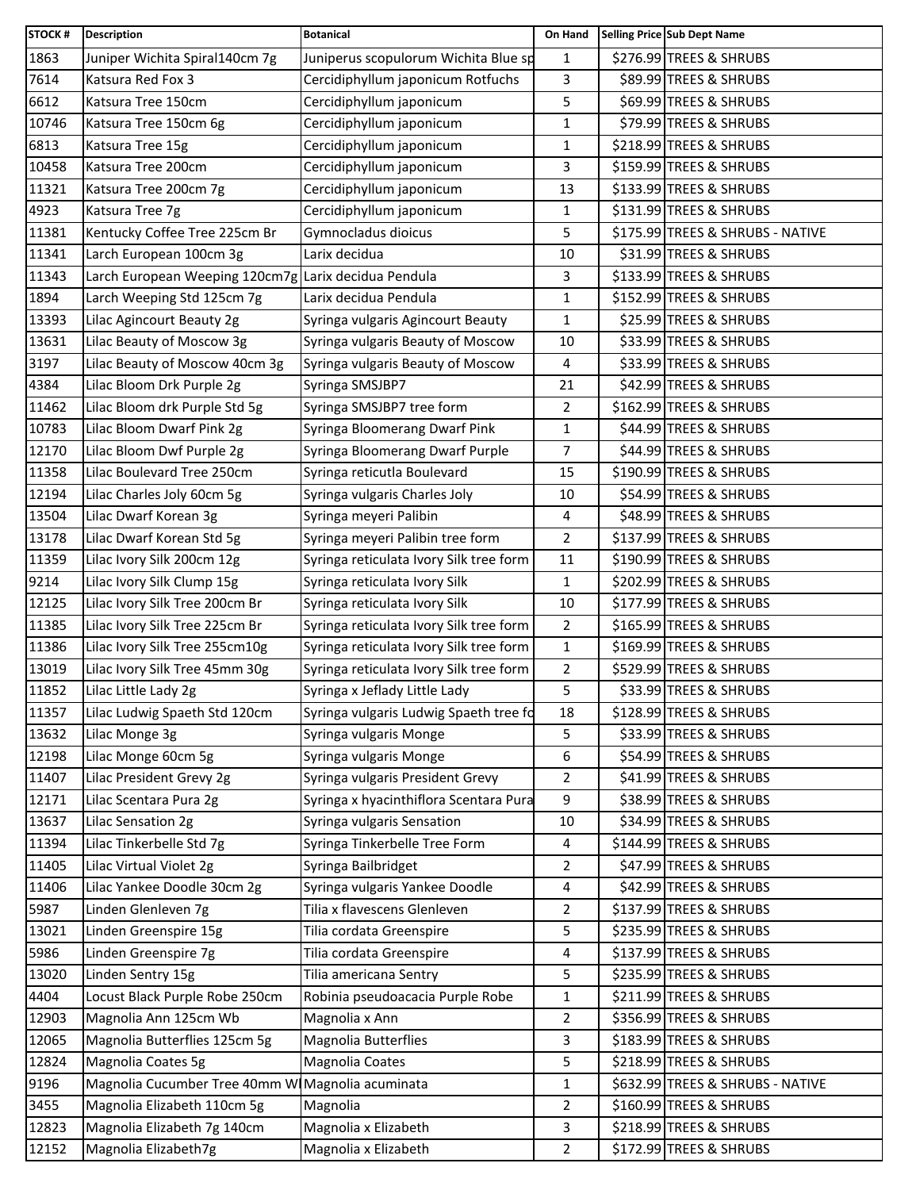| STOCK # | Description | Botanical | On Hand | Selling Price | Sub Dept Name |
|---|---|---|---|---|---|
| 1863 | Juniper Wichita Spiral140cm 7g | Juniperus scopulorum Wichita Blue sp | 1 | $276.99 | TREES & SHRUBS |
| 7614 | Katsura Red Fox 3 | Cercidiphyllum japonicum Rotfuchs | 3 | $89.99 | TREES & SHRUBS |
| 6612 | Katsura Tree 150cm | Cercidiphyllum japonicum | 5 | $69.99 | TREES & SHRUBS |
| 10746 | Katsura Tree 150cm 6g | Cercidiphyllum japonicum | 1 | $79.99 | TREES & SHRUBS |
| 6813 | Katsura Tree 15g | Cercidiphyllum japonicum | 1 | $218.99 | TREES & SHRUBS |
| 10458 | Katsura Tree 200cm | Cercidiphyllum japonicum | 3 | $159.99 | TREES & SHRUBS |
| 11321 | Katsura Tree 200cm 7g | Cercidiphyllum japonicum | 13 | $133.99 | TREES & SHRUBS |
| 4923 | Katsura Tree 7g | Cercidiphyllum japonicum | 1 | $131.99 | TREES & SHRUBS |
| 11381 | Kentucky Coffee Tree 225cm Br | Gymnocladus dioicus | 5 | $175.99 | TREES & SHRUBS - NATIVE |
| 11341 | Larch European 100cm 3g | Larix decidua | 10 | $31.99 | TREES & SHRUBS |
| 11343 | Larch European Weeping 120cm7g | Larix decidua Pendula | 3 | $133.99 | TREES & SHRUBS |
| 1894 | Larch Weeping Std 125cm 7g | Larix decidua Pendula | 1 | $152.99 | TREES & SHRUBS |
| 13393 | Lilac Agincourt Beauty 2g | Syringa vulgaris Agincourt Beauty | 1 | $25.99 | TREES & SHRUBS |
| 13631 | Lilac Beauty of Moscow 3g | Syringa vulgaris Beauty of Moscow | 10 | $33.99 | TREES & SHRUBS |
| 3197 | Lilac Beauty of Moscow 40cm 3g | Syringa vulgaris Beauty of Moscow | 4 | $33.99 | TREES & SHRUBS |
| 4384 | Lilac Bloom Drk Purple 2g | Syringa SMSJBP7 | 21 | $42.99 | TREES & SHRUBS |
| 11462 | Lilac Bloom drk Purple Std 5g | Syringa SMSJBP7 tree form | 2 | $162.99 | TREES & SHRUBS |
| 10783 | Lilac Bloom Dwarf Pink 2g | Syringa Bloomerang Dwarf Pink | 1 | $44.99 | TREES & SHRUBS |
| 12170 | Lilac Bloom Dwf Purple 2g | Syringa Bloomerang Dwarf Purple | 7 | $44.99 | TREES & SHRUBS |
| 11358 | Lilac Boulevard Tree 250cm | Syringa reticutla Boulevard | 15 | $190.99 | TREES & SHRUBS |
| 12194 | Lilac Charles Joly 60cm 5g | Syringa vulgaris Charles Joly | 10 | $54.99 | TREES & SHRUBS |
| 13504 | Lilac Dwarf Korean 3g | Syringa meyeri Palibin | 4 | $48.99 | TREES & SHRUBS |
| 13178 | Lilac Dwarf Korean Std 5g | Syringa meyeri Palibin tree form | 2 | $137.99 | TREES & SHRUBS |
| 11359 | Lilac Ivory Silk 200cm 12g | Syringa reticulata Ivory Silk tree form | 11 | $190.99 | TREES & SHRUBS |
| 9214 | Lilac Ivory Silk Clump 15g | Syringa reticulata Ivory Silk | 1 | $202.99 | TREES & SHRUBS |
| 12125 | Lilac Ivory Silk Tree 200cm Br | Syringa reticulata Ivory Silk | 10 | $177.99 | TREES & SHRUBS |
| 11385 | Lilac Ivory Silk Tree 225cm Br | Syringa reticulata Ivory Silk tree form | 2 | $165.99 | TREES & SHRUBS |
| 11386 | Lilac Ivory Silk Tree 255cm10g | Syringa reticulata Ivory Silk tree form | 1 | $169.99 | TREES & SHRUBS |
| 13019 | Lilac Ivory Silk Tree 45mm 30g | Syringa reticulata Ivory Silk tree form | 2 | $529.99 | TREES & SHRUBS |
| 11852 | Lilac Little Lady 2g | Syringa x Jeflady Little Lady | 5 | $33.99 | TREES & SHRUBS |
| 11357 | Lilac Ludwig Spaeth Std 120cm | Syringa vulgaris Ludwig Spaeth tree fo | 18 | $128.99 | TREES & SHRUBS |
| 13632 | Lilac Monge 3g | Syringa vulgaris Monge | 5 | $33.99 | TREES & SHRUBS |
| 12198 | Lilac Monge 60cm 5g | Syringa vulgaris Monge | 6 | $54.99 | TREES & SHRUBS |
| 11407 | Lilac President Grevy 2g | Syringa vulgaris President Grevy | 2 | $41.99 | TREES & SHRUBS |
| 12171 | Lilac Scentara Pura 2g | Syringa x hyacinthiflora Scentara Pura | 9 | $38.99 | TREES & SHRUBS |
| 13637 | Lilac Sensation 2g | Syringa vulgaris Sensation | 10 | $34.99 | TREES & SHRUBS |
| 11394 | Lilac Tinkerbelle Std 7g | Syringa Tinkerbelle Tree Form | 4 | $144.99 | TREES & SHRUBS |
| 11405 | Lilac Virtual Violet 2g | Syringa Bailbridget | 2 | $47.99 | TREES & SHRUBS |
| 11406 | Lilac Yankee Doodle 30cm 2g | Syringa vulgaris Yankee Doodle | 4 | $42.99 | TREES & SHRUBS |
| 5987 | Linden Glenleven 7g | Tilia x flavescens Glenleven | 2 | $137.99 | TREES & SHRUBS |
| 13021 | Linden Greenspire 15g | Tilia cordata Greenspire | 5 | $235.99 | TREES & SHRUBS |
| 5986 | Linden Greenspire 7g | Tilia cordata Greenspire | 4 | $137.99 | TREES & SHRUBS |
| 13020 | Linden Sentry 15g | Tilia americana Sentry | 5 | $235.99 | TREES & SHRUBS |
| 4404 | Locust Black Purple Robe 250cm | Robinia pseudoacacia Purple Robe | 1 | $211.99 | TREES & SHRUBS |
| 12903 | Magnolia Ann 125cm Wb | Magnolia x Ann | 2 | $356.99 | TREES & SHRUBS |
| 12065 | Magnolia Butterflies 125cm 5g | Magnolia Butterflies | 3 | $183.99 | TREES & SHRUBS |
| 12824 | Magnolia Coates 5g | Magnolia Coates | 5 | $218.99 | TREES & SHRUBS |
| 9196 | Magnolia Cucumber Tree 40mm Wl | Magnolia acuminata | 1 | $632.99 | TREES & SHRUBS - NATIVE |
| 3455 | Magnolia Elizabeth 110cm 5g | Magnolia | 2 | $160.99 | TREES & SHRUBS |
| 12823 | Magnolia Elizabeth 7g 140cm | Magnolia x Elizabeth | 3 | $218.99 | TREES & SHRUBS |
| 12152 | Magnolia Elizabeth7g | Magnolia x Elizabeth | 2 | $172.99 | TREES & SHRUBS |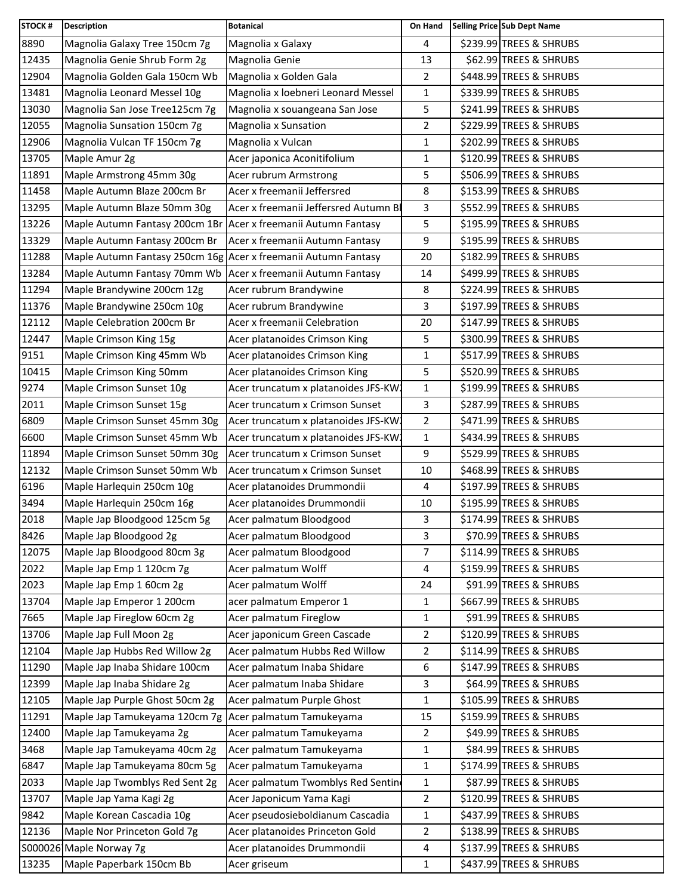| STOCK # | Description | Botanical | On Hand | Selling Price | Sub Dept Name |
|---|---|---|---|---|---|
| 8890 | Magnolia Galaxy Tree 150cm 7g | Magnolia x Galaxy | 4 | $239.99 | TREES & SHRUBS |
| 12435 | Magnolia Genie Shrub Form 2g | Magnolia Genie | 13 | $62.99 | TREES & SHRUBS |
| 12904 | Magnolia Golden Gala 150cm Wb | Magnolia x Golden Gala | 2 | $448.99 | TREES & SHRUBS |
| 13481 | Magnolia Leonard Messel 10g | Magnolia x loebneri Leonard Messel | 1 | $339.99 | TREES & SHRUBS |
| 13030 | Magnolia San Jose Tree125cm 7g | Magnolia x souangeana San Jose | 5 | $241.99 | TREES & SHRUBS |
| 12055 | Magnolia Sunsation 150cm 7g | Magnolia x Sunsation | 2 | $229.99 | TREES & SHRUBS |
| 12906 | Magnolia Vulcan TF 150cm 7g | Magnolia x Vulcan | 1 | $202.99 | TREES & SHRUBS |
| 13705 | Maple Amur 2g | Acer japonica Aconitifolium | 1 | $120.99 | TREES & SHRUBS |
| 11891 | Maple Armstrong 45mm 30g | Acer rubrum Armstrong | 5 | $506.99 | TREES & SHRUBS |
| 11458 | Maple Autumn Blaze 200cm Br | Acer x freemanii Jeffersred | 8 | $153.99 | TREES & SHRUBS |
| 13295 | Maple Autumn Blaze 50mm 30g | Acer x freemanii Jeffersred Autumn Bl | 3 | $552.99 | TREES & SHRUBS |
| 13226 | Maple Autumn Fantasy 200cm 1Br | Acer x freemanii Autumn Fantasy | 5 | $195.99 | TREES & SHRUBS |
| 13329 | Maple Autumn Fantasy 200cm Br | Acer x freemanii Autumn Fantasy | 9 | $195.99 | TREES & SHRUBS |
| 11288 | Maple Autumn Fantasy 250cm 16g | Acer x freemanii Autumn Fantasy | 20 | $182.99 | TREES & SHRUBS |
| 13284 | Maple Autumn Fantasy 70mm Wb | Acer x freemanii Autumn Fantasy | 14 | $499.99 | TREES & SHRUBS |
| 11294 | Maple Brandywine 200cm 12g | Acer rubrum Brandywine | 8 | $224.99 | TREES & SHRUBS |
| 11376 | Maple Brandywine 250cm 10g | Acer rubrum Brandywine | 3 | $197.99 | TREES & SHRUBS |
| 12112 | Maple Celebration 200cm Br | Acer x freemanii Celebration | 20 | $147.99 | TREES & SHRUBS |
| 12447 | Maple Crimson King 15g | Acer platanoides Crimson King | 5 | $300.99 | TREES & SHRUBS |
| 9151 | Maple Crimson King 45mm Wb | Acer platanoides Crimson King | 1 | $517.99 | TREES & SHRUBS |
| 10415 | Maple Crimson King 50mm | Acer platanoides Crimson King | 5 | $520.99 | TREES & SHRUBS |
| 9274 | Maple Crimson Sunset 10g | Acer truncatum x platanoides JFS-KW | 1 | $199.99 | TREES & SHRUBS |
| 2011 | Maple Crimson Sunset 15g | Acer truncatum x Crimson Sunset | 3 | $287.99 | TREES & SHRUBS |
| 6809 | Maple Crimson Sunset 45mm 30g | Acer truncatum x platanoides JFS-KW | 2 | $471.99 | TREES & SHRUBS |
| 6600 | Maple Crimson Sunset 45mm Wb | Acer truncatum x platanoides JFS-KW | 1 | $434.99 | TREES & SHRUBS |
| 11894 | Maple Crimson Sunset 50mm 30g | Acer truncatum x Crimson Sunset | 9 | $529.99 | TREES & SHRUBS |
| 12132 | Maple Crimson Sunset 50mm Wb | Acer truncatum x Crimson Sunset | 10 | $468.99 | TREES & SHRUBS |
| 6196 | Maple Harlequin 250cm 10g | Acer platanoides Drummondii | 4 | $197.99 | TREES & SHRUBS |
| 3494 | Maple Harlequin 250cm 16g | Acer platanoides Drummondii | 10 | $195.99 | TREES & SHRUBS |
| 2018 | Maple Jap Bloodgood 125cm 5g | Acer palmatum Bloodgood | 3 | $174.99 | TREES & SHRUBS |
| 8426 | Maple Jap Bloodgood 2g | Acer palmatum Bloodgood | 3 | $70.99 | TREES & SHRUBS |
| 12075 | Maple Jap Bloodgood 80cm 3g | Acer palmatum Bloodgood | 7 | $114.99 | TREES & SHRUBS |
| 2022 | Maple Jap Emp 1 120cm 7g | Acer palmatum Wolff | 4 | $159.99 | TREES & SHRUBS |
| 2023 | Maple Jap Emp 1 60cm 2g | Acer palmatum Wolff | 24 | $91.99 | TREES & SHRUBS |
| 13704 | Maple Jap Emperor 1 200cm | acer palmatum Emperor 1 | 1 | $667.99 | TREES & SHRUBS |
| 7665 | Maple Jap Fireglow 60cm 2g | Acer palmatum Fireglow | 1 | $91.99 | TREES & SHRUBS |
| 13706 | Maple Jap Full Moon 2g | Acer japonicum Green Cascade | 2 | $120.99 | TREES & SHRUBS |
| 12104 | Maple Jap Hubbs Red Willow 2g | Acer palmatum Hubbs Red Willow | 2 | $114.99 | TREES & SHRUBS |
| 11290 | Maple Jap Inaba Shidare 100cm | Acer palmatum Inaba Shidare | 6 | $147.99 | TREES & SHRUBS |
| 12399 | Maple Jap Inaba Shidare 2g | Acer palmatum Inaba Shidare | 3 | $64.99 | TREES & SHRUBS |
| 12105 | Maple Jap Purple Ghost 50cm 2g | Acer palmatum Purple Ghost | 1 | $105.99 | TREES & SHRUBS |
| 11291 | Maple Jap Tamukeyama 120cm 7g | Acer palmatum Tamukeyama | 15 | $159.99 | TREES & SHRUBS |
| 12400 | Maple Jap Tamukeyama 2g | Acer palmatum Tamukeyama | 2 | $49.99 | TREES & SHRUBS |
| 3468 | Maple Jap Tamukeyama 40cm 2g | Acer palmatum Tamukeyama | 1 | $84.99 | TREES & SHRUBS |
| 6847 | Maple Jap Tamukeyama 80cm 5g | Acer palmatum Tamukeyama | 1 | $174.99 | TREES & SHRUBS |
| 2033 | Maple Jap Twomblys Red Sent 2g | Acer palmatum Twomblys Red Sentin | 1 | $87.99 | TREES & SHRUBS |
| 13707 | Maple Jap Yama Kagi 2g | Acer Japonicum Yama Kagi | 2 | $120.99 | TREES & SHRUBS |
| 9842 | Maple Korean Cascadia 10g | Acer pseudosieboldianum Cascadia | 1 | $437.99 | TREES & SHRUBS |
| 12136 | Maple Nor Princeton Gold 7g | Acer platanoides Princeton Gold | 2 | $138.99 | TREES & SHRUBS |
| S000026 | Maple Norway 7g | Acer platanoides Drummondii | 4 | $137.99 | TREES & SHRUBS |
| 13235 | Maple Paperbark 150cm Bb | Acer griseum | 1 | $437.99 | TREES & SHRUBS |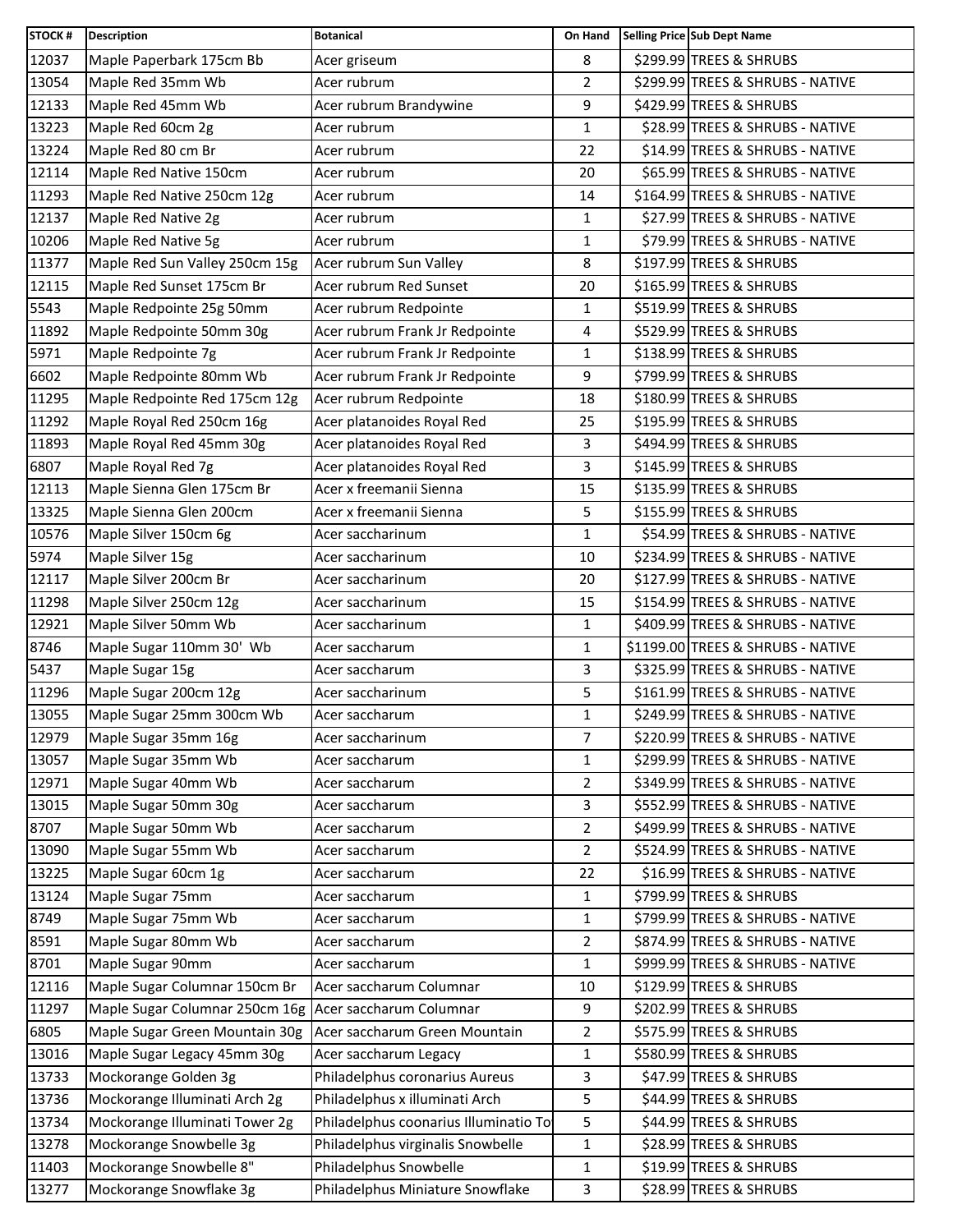| STOCK # | Description | Botanical | On Hand | Selling Price | Sub Dept Name |
|---|---|---|---|---|---|
| 12037 | Maple Paperbark 175cm Bb | Acer griseum | 8 | $299.99 | TREES & SHRUBS |
| 13054 | Maple Red 35mm Wb | Acer rubrum | 2 | $299.99 | TREES & SHRUBS - NATIVE |
| 12133 | Maple Red 45mm Wb | Acer rubrum Brandywine | 9 | $429.99 | TREES & SHRUBS |
| 13223 | Maple Red 60cm 2g | Acer rubrum | 1 | $28.99 | TREES & SHRUBS - NATIVE |
| 13224 | Maple Red 80 cm Br | Acer rubrum | 22 | $14.99 | TREES & SHRUBS - NATIVE |
| 12114 | Maple Red Native 150cm | Acer rubrum | 20 | $65.99 | TREES & SHRUBS - NATIVE |
| 11293 | Maple Red Native 250cm 12g | Acer rubrum | 14 | $164.99 | TREES & SHRUBS - NATIVE |
| 12137 | Maple Red Native 2g | Acer rubrum | 1 | $27.99 | TREES & SHRUBS - NATIVE |
| 10206 | Maple Red Native 5g | Acer rubrum | 1 | $79.99 | TREES & SHRUBS - NATIVE |
| 11377 | Maple Red Sun Valley 250cm 15g | Acer rubrum Sun Valley | 8 | $197.99 | TREES & SHRUBS |
| 12115 | Maple Red Sunset 175cm Br | Acer rubrum Red Sunset | 20 | $165.99 | TREES & SHRUBS |
| 5543 | Maple Redpointe 25g 50mm | Acer rubrum Redpointe | 1 | $519.99 | TREES & SHRUBS |
| 11892 | Maple Redpointe 50mm 30g | Acer rubrum Frank Jr Redpointe | 4 | $529.99 | TREES & SHRUBS |
| 5971 | Maple Redpointe 7g | Acer rubrum Frank Jr Redpointe | 1 | $138.99 | TREES & SHRUBS |
| 6602 | Maple Redpointe 80mm Wb | Acer rubrum Frank Jr Redpointe | 9 | $799.99 | TREES & SHRUBS |
| 11295 | Maple Redpointe Red 175cm 12g | Acer rubrum Redpointe | 18 | $180.99 | TREES & SHRUBS |
| 11292 | Maple Royal Red 250cm 16g | Acer platanoides Royal Red | 25 | $195.99 | TREES & SHRUBS |
| 11893 | Maple Royal Red 45mm 30g | Acer platanoides Royal Red | 3 | $494.99 | TREES & SHRUBS |
| 6807 | Maple Royal Red 7g | Acer platanoides Royal Red | 3 | $145.99 | TREES & SHRUBS |
| 12113 | Maple Sienna Glen 175cm Br | Acer x freemanii Sienna | 15 | $135.99 | TREES & SHRUBS |
| 13325 | Maple Sienna Glen 200cm | Acer x freemanii Sienna | 5 | $155.99 | TREES & SHRUBS |
| 10576 | Maple Silver 150cm 6g | Acer saccharinum | 1 | $54.99 | TREES & SHRUBS - NATIVE |
| 5974 | Maple Silver 15g | Acer saccharinum | 10 | $234.99 | TREES & SHRUBS - NATIVE |
| 12117 | Maple Silver 200cm Br | Acer saccharinum | 20 | $127.99 | TREES & SHRUBS - NATIVE |
| 11298 | Maple Silver 250cm 12g | Acer saccharinum | 15 | $154.99 | TREES & SHRUBS - NATIVE |
| 12921 | Maple Silver 50mm Wb | Acer saccharinum | 1 | $409.99 | TREES & SHRUBS - NATIVE |
| 8746 | Maple Sugar 110mm 30' Wb | Acer saccharum | 1 | $1199.00 | TREES & SHRUBS - NATIVE |
| 5437 | Maple Sugar 15g | Acer saccharum | 3 | $325.99 | TREES & SHRUBS - NATIVE |
| 11296 | Maple Sugar 200cm 12g | Acer saccharinum | 5 | $161.99 | TREES & SHRUBS - NATIVE |
| 13055 | Maple Sugar 25mm 300cm Wb | Acer saccharum | 1 | $249.99 | TREES & SHRUBS - NATIVE |
| 12979 | Maple Sugar 35mm 16g | Acer saccharinum | 7 | $220.99 | TREES & SHRUBS - NATIVE |
| 13057 | Maple Sugar 35mm Wb | Acer saccharum | 1 | $299.99 | TREES & SHRUBS - NATIVE |
| 12971 | Maple Sugar 40mm Wb | Acer saccharum | 2 | $349.99 | TREES & SHRUBS - NATIVE |
| 13015 | Maple Sugar 50mm 30g | Acer saccharum | 3 | $552.99 | TREES & SHRUBS - NATIVE |
| 8707 | Maple Sugar 50mm Wb | Acer saccharum | 2 | $499.99 | TREES & SHRUBS - NATIVE |
| 13090 | Maple Sugar 55mm Wb | Acer saccharum | 2 | $524.99 | TREES & SHRUBS - NATIVE |
| 13225 | Maple Sugar 60cm 1g | Acer saccharum | 22 | $16.99 | TREES & SHRUBS - NATIVE |
| 13124 | Maple Sugar 75mm | Acer saccharum | 1 | $799.99 | TREES & SHRUBS |
| 8749 | Maple Sugar 75mm Wb | Acer saccharum | 1 | $799.99 | TREES & SHRUBS - NATIVE |
| 8591 | Maple Sugar 80mm Wb | Acer saccharum | 2 | $874.99 | TREES & SHRUBS - NATIVE |
| 8701 | Maple Sugar 90mm | Acer saccharum | 1 | $999.99 | TREES & SHRUBS - NATIVE |
| 12116 | Maple Sugar Columnar 150cm Br | Acer saccharum Columnar | 10 | $129.99 | TREES & SHRUBS |
| 11297 | Maple Sugar Columnar 250cm 16g | Acer saccharum Columnar | 9 | $202.99 | TREES & SHRUBS |
| 6805 | Maple Sugar Green Mountain 30g | Acer saccharum Green Mountain | 2 | $575.99 | TREES & SHRUBS |
| 13016 | Maple Sugar Legacy 45mm 30g | Acer saccharum Legacy | 1 | $580.99 | TREES & SHRUBS |
| 13733 | Mockorange Golden 3g | Philadelphus coronarius Aureus | 3 | $47.99 | TREES & SHRUBS |
| 13736 | Mockorange Illuminati Arch 2g | Philadelphus x illuminati Arch | 5 | $44.99 | TREES & SHRUBS |
| 13734 | Mockorange Illuminati Tower 2g | Philadelphus coonarius Illuminatio To | 5 | $44.99 | TREES & SHRUBS |
| 13278 | Mockorange Snowbelle 3g | Philadelphus virginalis Snowbelle | 1 | $28.99 | TREES & SHRUBS |
| 11403 | Mockorange Snowbelle 8" | Philadelphus Snowbelle | 1 | $19.99 | TREES & SHRUBS |
| 13277 | Mockorange Snowflake 3g | Philadelphus Miniature Snowflake | 3 | $28.99 | TREES & SHRUBS |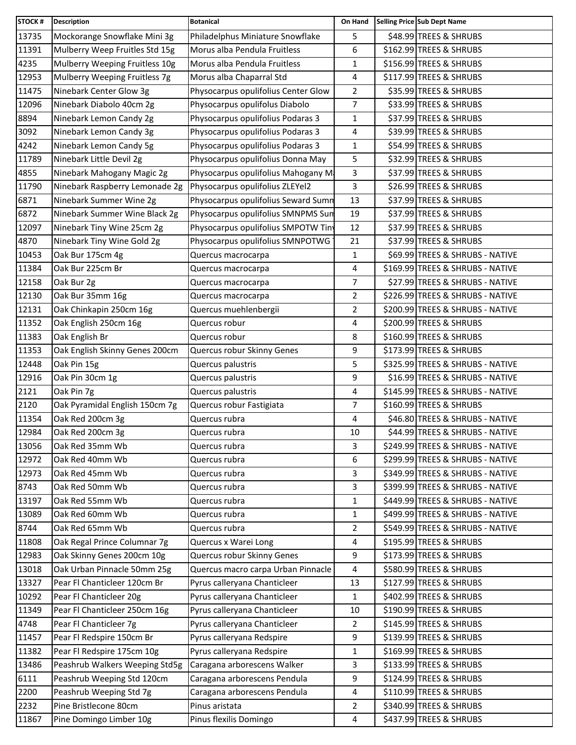| STOCK # | Description | Botanical | On Hand | Selling Price | Sub Dept Name |
|---|---|---|---|---|---|
| 13735 | Mockorange Snowflake Mini 3g | Philadelphus Miniature Snowflake | 5 | $48.99 | TREES & SHRUBS |
| 11391 | Mulberry Weep Fruitles Std 15g | Morus alba Pendula Fruitless | 6 | $162.99 | TREES & SHRUBS |
| 4235 | Mulberry Weeping Fruitless 10g | Morus alba Pendula Fruitless | 1 | $156.99 | TREES & SHRUBS |
| 12953 | Mulberry Weeping Fruitless 7g | Morus alba Chaparral Std | 4 | $117.99 | TREES & SHRUBS |
| 11475 | Ninebark Center Glow 3g | Physocarpus opulifolius Center Glow | 2 | $35.99 | TREES & SHRUBS |
| 12096 | Ninebark Diabolo 40cm 2g | Physocarpus opulifolus Diabolo | 7 | $33.99 | TREES & SHRUBS |
| 8894 | Ninebark Lemon Candy 2g | Physocarpus opulifolius Podaras 3 | 1 | $37.99 | TREES & SHRUBS |
| 3092 | Ninebark Lemon Candy 3g | Physocarpus opulifolius Podaras 3 | 4 | $39.99 | TREES & SHRUBS |
| 4242 | Ninebark Lemon Candy 5g | Physocarpus opulifolius Podaras 3 | 1 | $54.99 | TREES & SHRUBS |
| 11789 | Ninebark Little Devil 2g | Physocarpus opulifolius Donna May | 5 | $32.99 | TREES & SHRUBS |
| 4855 | Ninebark Mahogany Magic 2g | Physocarpus opulifolius Mahogany M | 3 | $37.99 | TREES & SHRUBS |
| 11790 | Ninebark Raspberry Lemonade 2g | Physocarpus opulifolius ZLEYel2 | 3 | $26.99 | TREES & SHRUBS |
| 6871 | Ninebark Summer Wine 2g | Physocarpus opulifolius Seward Summ | 13 | $37.99 | TREES & SHRUBS |
| 6872 | Ninebark Summer Wine Black 2g | Physocarpus opulifolius SMNPMS Sum | 19 | $37.99 | TREES & SHRUBS |
| 12097 | Ninebark Tiny Wine 25cm 2g | Physocarpus opulifolius SMPOTW Tiny | 12 | $37.99 | TREES & SHRUBS |
| 4870 | Ninebark Tiny Wine Gold 2g | Physocarpus opulifolius SMNPOTWG | 21 | $37.99 | TREES & SHRUBS |
| 10453 | Oak Bur 175cm 4g | Quercus macrocarpa | 1 | $69.99 | TREES & SHRUBS - NATIVE |
| 11384 | Oak Bur 225cm Br | Quercus macrocarpa | 4 | $169.99 | TREES & SHRUBS - NATIVE |
| 12158 | Oak Bur 2g | Quercus macrocarpa | 7 | $27.99 | TREES & SHRUBS - NATIVE |
| 12130 | Oak Bur 35mm 16g | Quercus macrocarpa | 2 | $226.99 | TREES & SHRUBS - NATIVE |
| 12131 | Oak Chinkapin 250cm 16g | Quercus muehlenbergii | 2 | $200.99 | TREES & SHRUBS - NATIVE |
| 11352 | Oak English 250cm 16g | Quercus robur | 4 | $200.99 | TREES & SHRUBS |
| 11383 | Oak English Br | Quercus robur | 8 | $160.99 | TREES & SHRUBS |
| 11353 | Oak English Skinny Genes 200cm | Quercus robur Skinny Genes | 9 | $173.99 | TREES & SHRUBS |
| 12448 | Oak Pin 15g | Quercus palustris | 5 | $325.99 | TREES & SHRUBS - NATIVE |
| 12916 | Oak Pin 30cm 1g | Quercus palustris | 9 | $16.99 | TREES & SHRUBS - NATIVE |
| 2121 | Oak Pin 7g | Quercus palustris | 4 | $145.99 | TREES & SHRUBS - NATIVE |
| 2120 | Oak Pyramidal English 150cm 7g | Quercus robur Fastigiata | 7 | $160.99 | TREES & SHRUBS |
| 11354 | Oak Red 200cm 3g | Quercus rubra | 4 | $46.80 | TREES & SHRUBS - NATIVE |
| 12984 | Oak Red 200cm 3g | Quercus rubra | 10 | $44.99 | TREES & SHRUBS - NATIVE |
| 13056 | Oak Red 35mm Wb | Quercus rubra | 3 | $249.99 | TREES & SHRUBS - NATIVE |
| 12972 | Oak Red 40mm Wb | Quercus rubra | 6 | $299.99 | TREES & SHRUBS - NATIVE |
| 12973 | Oak Red 45mm Wb | Quercus rubra | 3 | $349.99 | TREES & SHRUBS - NATIVE |
| 8743 | Oak Red 50mm Wb | Quercus rubra | 3 | $399.99 | TREES & SHRUBS - NATIVE |
| 13197 | Oak Red 55mm Wb | Quercus rubra | 1 | $449.99 | TREES & SHRUBS - NATIVE |
| 13089 | Oak Red 60mm Wb | Quercus rubra | 1 | $499.99 | TREES & SHRUBS - NATIVE |
| 8744 | Oak Red 65mm Wb | Quercus rubra | 2 | $549.99 | TREES & SHRUBS - NATIVE |
| 11808 | Oak Regal Prince Columnar 7g | Quercus x Warei Long | 4 | $195.99 | TREES & SHRUBS |
| 12983 | Oak Skinny Genes 200cm 10g | Quercus robur Skinny Genes | 9 | $173.99 | TREES & SHRUBS |
| 13018 | Oak Urban Pinnacle 50mm 25g | Quercus macro carpa Urban Pinnacle | 4 | $580.99 | TREES & SHRUBS |
| 13327 | Pear Fl Chanticleer 120cm Br | Pyrus calleryana Chanticleer | 13 | $127.99 | TREES & SHRUBS |
| 10292 | Pear Fl Chanticleer 20g | Pyrus calleryana Chanticleer | 1 | $402.99 | TREES & SHRUBS |
| 11349 | Pear Fl Chanticleer 250cm 16g | Pyrus calleryana Chanticleer | 10 | $190.99 | TREES & SHRUBS |
| 4748 | Pear Fl Chanticleer 7g | Pyrus calleryana Chanticleer | 2 | $145.99 | TREES & SHRUBS |
| 11457 | Pear Fl Redspire 150cm Br | Pyrus calleryana Redspire | 9 | $139.99 | TREES & SHRUBS |
| 11382 | Pear Fl Redspire 175cm 10g | Pyrus calleryana Redspire | 1 | $169.99 | TREES & SHRUBS |
| 13486 | Peashrub Walkers Weeping Std5g | Caragana arborescens Walker | 3 | $133.99 | TREES & SHRUBS |
| 6111 | Peashrub Weeping Std 120cm | Caragana arborescens Pendula | 9 | $124.99 | TREES & SHRUBS |
| 2200 | Peashrub Weeping Std 7g | Caragana arborescens Pendula | 4 | $110.99 | TREES & SHRUBS |
| 2232 | Pine Bristlecone 80cm | Pinus aristata | 2 | $340.99 | TREES & SHRUBS |
| 11867 | Pine Domingo Limber 10g | Pinus flexilis Domingo | 4 | $437.99 | TREES & SHRUBS |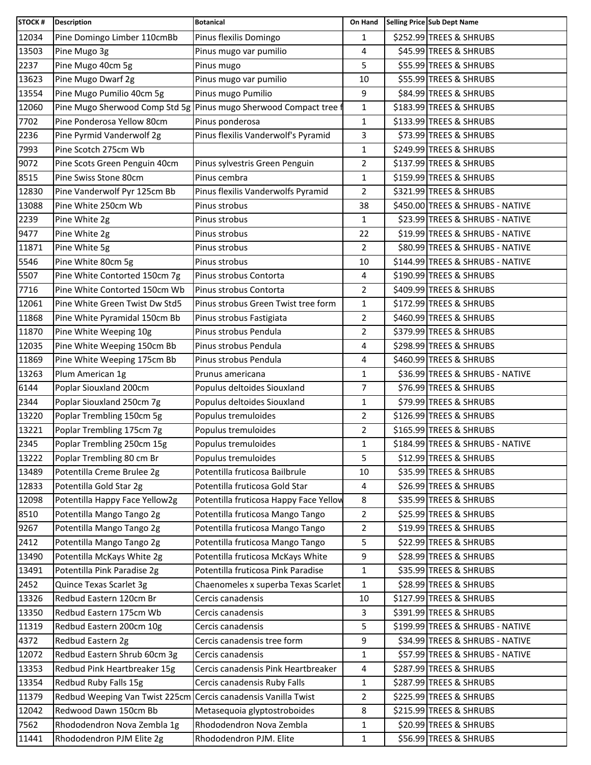| STOCK # | Description | Botanical | On Hand | Selling Price | Sub Dept Name |
|---|---|---|---|---|---|
| 12034 | Pine Domingo Limber 110cmBb | Pinus flexilis Domingo | 1 | $252.99 | TREES & SHRUBS |
| 13503 | Pine Mugo 3g | Pinus mugo var pumilio | 4 | $45.99 | TREES & SHRUBS |
| 2237 | Pine Mugo 40cm 5g | Pinus mugo | 5 | $55.99 | TREES & SHRUBS |
| 13623 | Pine Mugo Dwarf 2g | Pinus mugo var pumilio | 10 | $55.99 | TREES & SHRUBS |
| 13554 | Pine Mugo Pumilio 40cm 5g | Pinus mugo Pumilio | 9 | $84.99 | TREES & SHRUBS |
| 12060 | Pine Mugo Sherwood Comp Std 5g | Pinus mugo Sherwood Compact tree f | 1 | $183.99 | TREES & SHRUBS |
| 7702 | Pine Ponderosa Yellow 80cm | Pinus ponderosa | 1 | $133.99 | TREES & SHRUBS |
| 2236 | Pine Pyrmid Vanderwolf 2g | Pinus flexilis Vanderwolf's Pyramid | 3 | $73.99 | TREES & SHRUBS |
| 7993 | Pine Scotch 275cm Wb | | 1 | $249.99 | TREES & SHRUBS |
| 9072 | Pine Scots Green Penguin 40cm | Pinus sylvestris Green Penguin | 2 | $137.99 | TREES & SHRUBS |
| 8515 | Pine Swiss Stone 80cm | Pinus cembra | 1 | $159.99 | TREES & SHRUBS |
| 12830 | Pine Vanderwolf Pyr 125cm Bb | Pinus flexilis Vanderwolfs Pyramid | 2 | $321.99 | TREES & SHRUBS |
| 13088 | Pine White 250cm Wb | Pinus strobus | 38 | $450.00 | TREES & SHRUBS - NATIVE |
| 2239 | Pine White 2g | Pinus strobus | 1 | $23.99 | TREES & SHRUBS - NATIVE |
| 9477 | Pine White 2g | Pinus strobus | 22 | $19.99 | TREES & SHRUBS - NATIVE |
| 11871 | Pine White 5g | Pinus strobus | 2 | $80.99 | TREES & SHRUBS - NATIVE |
| 5546 | Pine White 80cm 5g | Pinus strobus | 10 | $144.99 | TREES & SHRUBS - NATIVE |
| 5507 | Pine White Contorted 150cm 7g | Pinus strobus Contorta | 4 | $190.99 | TREES & SHRUBS |
| 7716 | Pine White Contorted 150cm Wb | Pinus strobus Contorta | 2 | $409.99 | TREES & SHRUBS |
| 12061 | Pine White Green Twist Dw Std5 | Pinus strobus Green Twist tree form | 1 | $172.99 | TREES & SHRUBS |
| 11868 | Pine White Pyramidal 150cm Bb | Pinus strobus Fastigiata | 2 | $460.99 | TREES & SHRUBS |
| 11870 | Pine White Weeping 10g | Pinus strobus Pendula | 2 | $379.99 | TREES & SHRUBS |
| 12035 | Pine White Weeping 150cm Bb | Pinus strobus Pendula | 4 | $298.99 | TREES & SHRUBS |
| 11869 | Pine White Weeping 175cm Bb | Pinus strobus Pendula | 4 | $460.99 | TREES & SHRUBS |
| 13263 | Plum American 1g | Prunus americana | 1 | $36.99 | TREES & SHRUBS - NATIVE |
| 6144 | Poplar Siouxland 200cm | Populus deltoides Siouxland | 7 | $76.99 | TREES & SHRUBS |
| 2344 | Poplar Siouxland 250cm 7g | Populus deltoides Siouxland | 1 | $79.99 | TREES & SHRUBS |
| 13220 | Poplar Trembling 150cm 5g | Populus tremuloides | 2 | $126.99 | TREES & SHRUBS |
| 13221 | Poplar Trembling 175cm 7g | Populus tremuloides | 2 | $165.99 | TREES & SHRUBS |
| 2345 | Poplar Trembling 250cm 15g | Populus tremuloides | 1 | $184.99 | TREES & SHRUBS - NATIVE |
| 13222 | Poplar Trembling 80 cm Br | Populus tremuloides | 5 | $12.99 | TREES & SHRUBS |
| 13489 | Potentilla Creme Brulee 2g | Potentilla fruticosa Bailbrule | 10 | $35.99 | TREES & SHRUBS |
| 12833 | Potentilla Gold Star 2g | Potentilla fruticosa Gold Star | 4 | $26.99 | TREES & SHRUBS |
| 12098 | Potentilla Happy Face Yellow2g | Potentilla fruticosa Happy Face Yellow | 8 | $35.99 | TREES & SHRUBS |
| 8510 | Potentilla Mango Tango 2g | Potentilla fruticosa Mango Tango | 2 | $25.99 | TREES & SHRUBS |
| 9267 | Potentilla Mango Tango 2g | Potentilla fruticosa Mango Tango | 2 | $19.99 | TREES & SHRUBS |
| 2412 | Potentilla Mango Tango 2g | Potentilla fruticosa Mango Tango | 5 | $22.99 | TREES & SHRUBS |
| 13490 | Potentilla McKays White 2g | Potentilla fruticosa McKays White | 9 | $28.99 | TREES & SHRUBS |
| 13491 | Potentilla Pink Paradise 2g | Potentilla fruticosa Pink Paradise | 1 | $35.99 | TREES & SHRUBS |
| 2452 | Quince Texas Scarlet 3g | Chaenomeles x superba Texas Scarlet | 1 | $28.99 | TREES & SHRUBS |
| 13326 | Redbud Eastern 120cm Br | Cercis canadensis | 10 | $127.99 | TREES & SHRUBS |
| 13350 | Redbud Eastern 175cm Wb | Cercis canadensis | 3 | $391.99 | TREES & SHRUBS |
| 11319 | Redbud Eastern 200cm 10g | Cercis canadensis | 5 | $199.99 | TREES & SHRUBS - NATIVE |
| 4372 | Redbud Eastern 2g | Cercis canadensis tree form | 9 | $34.99 | TREES & SHRUBS - NATIVE |
| 12072 | Redbud Eastern Shrub 60cm 3g | Cercis canadensis | 1 | $57.99 | TREES & SHRUBS - NATIVE |
| 13353 | Redbud Pink Heartbreaker 15g | Cercis canadensis Pink Heartbreaker | 4 | $287.99 | TREES & SHRUBS |
| 13354 | Redbud Ruby Falls 15g | Cercis canadensis Ruby Falls | 1 | $287.99 | TREES & SHRUBS |
| 11379 | Redbud Weeping Van Twist 225cm | Cercis canadensis Vanilla Twist | 2 | $225.99 | TREES & SHRUBS |
| 12042 | Redwood Dawn 150cm Bb | Metasequoia glyptostroboides | 8 | $215.99 | TREES & SHRUBS |
| 7562 | Rhododendron Nova Zembla 1g | Rhododendron Nova Zembla | 1 | $20.99 | TREES & SHRUBS |
| 11441 | Rhododendron PJM Elite 2g | Rhododendron PJM. Elite | 1 | $56.99 | TREES & SHRUBS |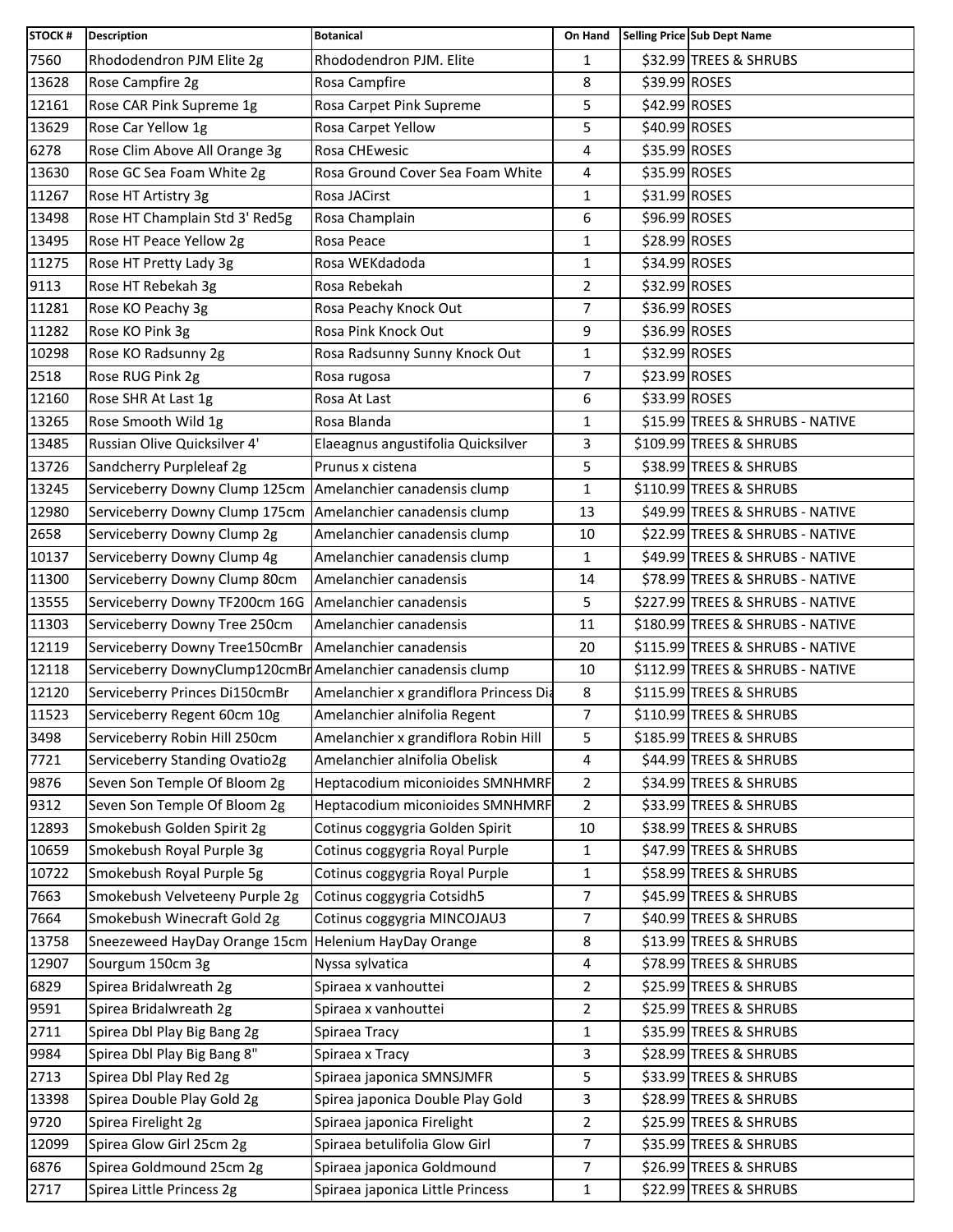| STOCK # | Description | Botanical | On Hand | Selling Price | Sub Dept Name |
|---|---|---|---|---|---|
| 7560 | Rhododendron PJM Elite 2g | Rhododendron PJM. Elite | 1 | $32.99 | TREES & SHRUBS |
| 13628 | Rose Campfire 2g | Rosa Campfire | 8 | $39.99 | ROSES |
| 12161 | Rose CAR Pink Supreme 1g | Rosa Carpet Pink Supreme | 5 | $42.99 | ROSES |
| 13629 | Rose Car Yellow 1g | Rosa Carpet Yellow | 5 | $40.99 | ROSES |
| 6278 | Rose Clim Above All Orange 3g | Rosa CHEwesic | 4 | $35.99 | ROSES |
| 13630 | Rose GC Sea Foam White 2g | Rosa Ground Cover Sea Foam White | 4 | $35.99 | ROSES |
| 11267 | Rose HT Artistry 3g | Rosa JACirst | 1 | $31.99 | ROSES |
| 13498 | Rose HT Champlain Std 3' Red5g | Rosa Champlain | 6 | $96.99 | ROSES |
| 13495 | Rose HT Peace Yellow 2g | Rosa Peace | 1 | $28.99 | ROSES |
| 11275 | Rose HT Pretty Lady 3g | Rosa WEKdadoda | 1 | $34.99 | ROSES |
| 9113 | Rose HT Rebekah 3g | Rosa Rebekah | 2 | $32.99 | ROSES |
| 11281 | Rose KO Peachy 3g | Rosa Peachy Knock Out | 7 | $36.99 | ROSES |
| 11282 | Rose KO Pink 3g | Rosa Pink Knock Out | 9 | $36.99 | ROSES |
| 10298 | Rose KO Radsunny 2g | Rosa Radsunny Sunny Knock Out | 1 | $32.99 | ROSES |
| 2518 | Rose RUG Pink 2g | Rosa rugosa | 7 | $23.99 | ROSES |
| 12160 | Rose SHR At Last 1g | Rosa At Last | 6 | $33.99 | ROSES |
| 13265 | Rose Smooth Wild 1g | Rosa Blanda | 1 | $15.99 | TREES & SHRUBS - NATIVE |
| 13485 | Russian Olive Quicksilver 4' | Elaeagnus angustifolia Quicksilver | 3 | $109.99 | TREES & SHRUBS |
| 13726 | Sandcherry Purpleleaf 2g | Prunus x cistena | 5 | $38.99 | TREES & SHRUBS |
| 13245 | Serviceberry Downy Clump 125cm | Amelanchier canadensis clump | 1 | $110.99 | TREES & SHRUBS |
| 12980 | Serviceberry Downy Clump 175cm | Amelanchier canadensis clump | 13 | $49.99 | TREES & SHRUBS - NATIVE |
| 2658 | Serviceberry Downy Clump 2g | Amelanchier canadensis clump | 10 | $22.99 | TREES & SHRUBS - NATIVE |
| 10137 | Serviceberry Downy Clump 4g | Amelanchier canadensis clump | 1 | $49.99 | TREES & SHRUBS - NATIVE |
| 11300 | Serviceberry Downy Clump 80cm | Amelanchier canadensis | 14 | $78.99 | TREES & SHRUBS - NATIVE |
| 13555 | Serviceberry Downy TF200cm 16G | Amelanchier canadensis | 5 | $227.99 | TREES & SHRUBS - NATIVE |
| 11303 | Serviceberry Downy Tree 250cm | Amelanchier canadensis | 11 | $180.99 | TREES & SHRUBS - NATIVE |
| 12119 | Serviceberry Downy Tree150cmBr | Amelanchier canadensis | 20 | $115.99 | TREES & SHRUBS - NATIVE |
| 12118 | Serviceberry DownyClump120cmBr | Amelanchier canadensis clump | 10 | $112.99 | TREES & SHRUBS - NATIVE |
| 12120 | Serviceberry Princes Di150cmBr | Amelanchier x grandiflora Princess Dia | 8 | $115.99 | TREES & SHRUBS |
| 11523 | Serviceberry Regent 60cm 10g | Amelanchier alnifolia Regent | 7 | $110.99 | TREES & SHRUBS |
| 3498 | Serviceberry Robin Hill 250cm | Amelanchier x grandiflora Robin Hill | 5 | $185.99 | TREES & SHRUBS |
| 7721 | Serviceberry Standing Ovatio2g | Amelanchier alnifolia Obelisk | 4 | $44.99 | TREES & SHRUBS |
| 9876 | Seven Son Temple Of Bloom 2g | Heptacodium miconioides SMNHMRF | 2 | $34.99 | TREES & SHRUBS |
| 9312 | Seven Son Temple Of Bloom 2g | Heptacodium miconioides SMNHMRF | 2 | $33.99 | TREES & SHRUBS |
| 12893 | Smokebush Golden Spirit 2g | Cotinus coggygria Golden Spirit | 10 | $38.99 | TREES & SHRUBS |
| 10659 | Smokebush Royal Purple 3g | Cotinus coggygria Royal Purple | 1 | $47.99 | TREES & SHRUBS |
| 10722 | Smokebush Royal Purple 5g | Cotinus coggygria Royal Purple | 1 | $58.99 | TREES & SHRUBS |
| 7663 | Smokebush Velveteeny Purple 2g | Cotinus coggygria Cotsidh5 | 7 | $45.99 | TREES & SHRUBS |
| 7664 | Smokebush Winecraft Gold 2g | Cotinus coggygria MINCOJAU3 | 7 | $40.99 | TREES & SHRUBS |
| 13758 | Sneezeweed HayDay Orange 15cm | Helenium HayDay Orange | 8 | $13.99 | TREES & SHRUBS |
| 12907 | Sourgum 150cm 3g | Nyssa sylvatica | 4 | $78.99 | TREES & SHRUBS |
| 6829 | Spirea Bridalwreath 2g | Spiraea x vanhouttei | 2 | $25.99 | TREES & SHRUBS |
| 9591 | Spirea Bridalwreath 2g | Spiraea x vanhouttei | 2 | $25.99 | TREES & SHRUBS |
| 2711 | Spirea Dbl Play Big Bang 2g | Spiraea Tracy | 1 | $35.99 | TREES & SHRUBS |
| 9984 | Spirea Dbl Play Big Bang 8" | Spiraea x Tracy | 3 | $28.99 | TREES & SHRUBS |
| 2713 | Spirea Dbl Play Red 2g | Spiraea japonica SMNSJMFR | 5 | $33.99 | TREES & SHRUBS |
| 13398 | Spirea Double Play Gold 2g | Spirea japonica Double Play Gold | 3 | $28.99 | TREES & SHRUBS |
| 9720 | Spirea Firelight 2g | Spiraea japonica Firelight | 2 | $25.99 | TREES & SHRUBS |
| 12099 | Spirea Glow Girl 25cm 2g | Spiraea betulifolia Glow Girl | 7 | $35.99 | TREES & SHRUBS |
| 6876 | Spirea Goldmound 25cm 2g | Spiraea japonica Goldmound | 7 | $26.99 | TREES & SHRUBS |
| 2717 | Spirea Little Princess 2g | Spiraea japonica Little Princess | 1 | $22.99 | TREES & SHRUBS |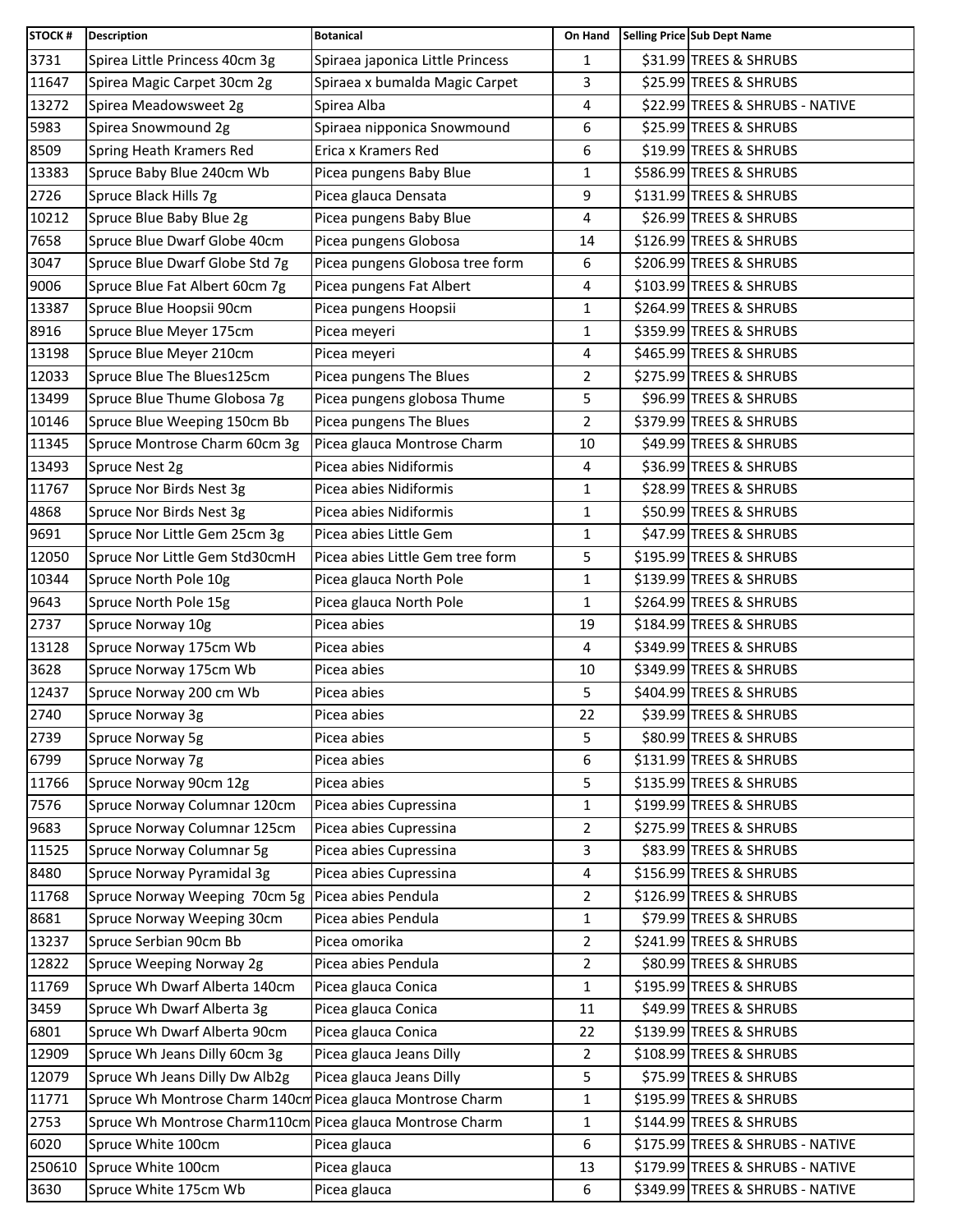| STOCK # | Description | Botanical | On Hand | Selling Price | Sub Dept Name |
|---|---|---|---|---|---|
| 3731 | Spirea Little Princess 40cm 3g | Spiraea japonica Little Princess | 1 | $31.99 | TREES & SHRUBS |
| 11647 | Spirea Magic Carpet 30cm 2g | Spiraea x bumalda Magic Carpet | 3 | $25.99 | TREES & SHRUBS |
| 13272 | Spirea Meadowsweet 2g | Spirea Alba | 4 | $22.99 | TREES & SHRUBS - NATIVE |
| 5983 | Spirea Snowmound 2g | Spiraea nipponica Snowmound | 6 | $25.99 | TREES & SHRUBS |
| 8509 | Spring Heath Kramers Red | Erica x Kramers Red | 6 | $19.99 | TREES & SHRUBS |
| 13383 | Spruce Baby Blue 240cm Wb | Picea pungens Baby Blue | 1 | $586.99 | TREES & SHRUBS |
| 2726 | Spruce Black Hills 7g | Picea glauca Densata | 9 | $131.99 | TREES & SHRUBS |
| 10212 | Spruce Blue Baby Blue 2g | Picea pungens Baby Blue | 4 | $26.99 | TREES & SHRUBS |
| 7658 | Spruce Blue Dwarf Globe 40cm | Picea pungens Globosa | 14 | $126.99 | TREES & SHRUBS |
| 3047 | Spruce Blue Dwarf Globe Std 7g | Picea pungens Globosa tree form | 6 | $206.99 | TREES & SHRUBS |
| 9006 | Spruce Blue Fat Albert 60cm 7g | Picea pungens Fat Albert | 4 | $103.99 | TREES & SHRUBS |
| 13387 | Spruce Blue Hoopsii 90cm | Picea pungens Hoopsii | 1 | $264.99 | TREES & SHRUBS |
| 8916 | Spruce Blue Meyer 175cm | Picea meyeri | 1 | $359.99 | TREES & SHRUBS |
| 13198 | Spruce Blue Meyer 210cm | Picea meyeri | 4 | $465.99 | TREES & SHRUBS |
| 12033 | Spruce Blue The Blues125cm | Picea pungens The Blues | 2 | $275.99 | TREES & SHRUBS |
| 13499 | Spruce Blue Thume Globosa 7g | Picea pungens globosa Thume | 5 | $96.99 | TREES & SHRUBS |
| 10146 | Spruce Blue Weeping 150cm Bb | Picea pungens The Blues | 2 | $379.99 | TREES & SHRUBS |
| 11345 | Spruce Montrose Charm 60cm 3g | Picea glauca Montrose Charm | 10 | $49.99 | TREES & SHRUBS |
| 13493 | Spruce Nest 2g | Picea abies Nidiformis | 4 | $36.99 | TREES & SHRUBS |
| 11767 | Spruce Nor Birds Nest 3g | Picea abies Nidiformis | 1 | $28.99 | TREES & SHRUBS |
| 4868 | Spruce Nor Birds Nest 3g | Picea abies Nidiformis | 1 | $50.99 | TREES & SHRUBS |
| 9691 | Spruce Nor Little Gem 25cm 3g | Picea abies Little Gem | 1 | $47.99 | TREES & SHRUBS |
| 12050 | Spruce Nor Little Gem Std30cmH | Picea abies Little Gem tree form | 5 | $195.99 | TREES & SHRUBS |
| 10344 | Spruce North Pole 10g | Picea glauca North Pole | 1 | $139.99 | TREES & SHRUBS |
| 9643 | Spruce North Pole 15g | Picea glauca North Pole | 1 | $264.99 | TREES & SHRUBS |
| 2737 | Spruce Norway 10g | Picea abies | 19 | $184.99 | TREES & SHRUBS |
| 13128 | Spruce Norway 175cm Wb | Picea abies | 4 | $349.99 | TREES & SHRUBS |
| 3628 | Spruce Norway 175cm Wb | Picea abies | 10 | $349.99 | TREES & SHRUBS |
| 12437 | Spruce Norway 200 cm Wb | Picea abies | 5 | $404.99 | TREES & SHRUBS |
| 2740 | Spruce Norway 3g | Picea abies | 22 | $39.99 | TREES & SHRUBS |
| 2739 | Spruce Norway 5g | Picea abies | 5 | $80.99 | TREES & SHRUBS |
| 6799 | Spruce Norway 7g | Picea abies | 6 | $131.99 | TREES & SHRUBS |
| 11766 | Spruce Norway 90cm 12g | Picea abies | 5 | $135.99 | TREES & SHRUBS |
| 7576 | Spruce Norway Columnar 120cm | Picea abies Cupressina | 1 | $199.99 | TREES & SHRUBS |
| 9683 | Spruce Norway Columnar 125cm | Picea abies Cupressina | 2 | $275.99 | TREES & SHRUBS |
| 11525 | Spruce Norway Columnar 5g | Picea abies Cupressina | 3 | $83.99 | TREES & SHRUBS |
| 8480 | Spruce Norway Pyramidal 3g | Picea abies Cupressina | 4 | $156.99 | TREES & SHRUBS |
| 11768 | Spruce Norway Weeping 70cm 5g | Picea abies Pendula | 2 | $126.99 | TREES & SHRUBS |
| 8681 | Spruce Norway Weeping 30cm | Picea abies Pendula | 1 | $79.99 | TREES & SHRUBS |
| 13237 | Spruce Serbian 90cm Bb | Picea omorika | 2 | $241.99 | TREES & SHRUBS |
| 12822 | Spruce Weeping Norway 2g | Picea abies Pendula | 2 | $80.99 | TREES & SHRUBS |
| 11769 | Spruce Wh Dwarf Alberta 140cm | Picea glauca Conica | 1 | $195.99 | TREES & SHRUBS |
| 3459 | Spruce Wh Dwarf Alberta 3g | Picea glauca Conica | 11 | $49.99 | TREES & SHRUBS |
| 6801 | Spruce Wh Dwarf Alberta 90cm | Picea glauca Conica | 22 | $139.99 | TREES & SHRUBS |
| 12909 | Spruce Wh Jeans Dilly 60cm 3g | Picea glauca Jeans Dilly | 2 | $108.99 | TREES & SHRUBS |
| 12079 | Spruce Wh Jeans Dilly Dw Alb2g | Picea glauca Jeans Dilly | 5 | $75.99 | TREES & SHRUBS |
| 11771 | Spruce Wh Montrose Charm 140cm | Picea glauca Montrose Charm | 1 | $195.99 | TREES & SHRUBS |
| 2753 | Spruce Wh Montrose Charm110cm | Picea glauca Montrose Charm | 1 | $144.99 | TREES & SHRUBS |
| 6020 | Spruce White 100cm | Picea glauca | 6 | $175.99 | TREES & SHRUBS - NATIVE |
| 250610 | Spruce White 100cm | Picea glauca | 13 | $179.99 | TREES & SHRUBS - NATIVE |
| 3630 | Spruce White 175cm Wb | Picea glauca | 6 | $349.99 | TREES & SHRUBS - NATIVE |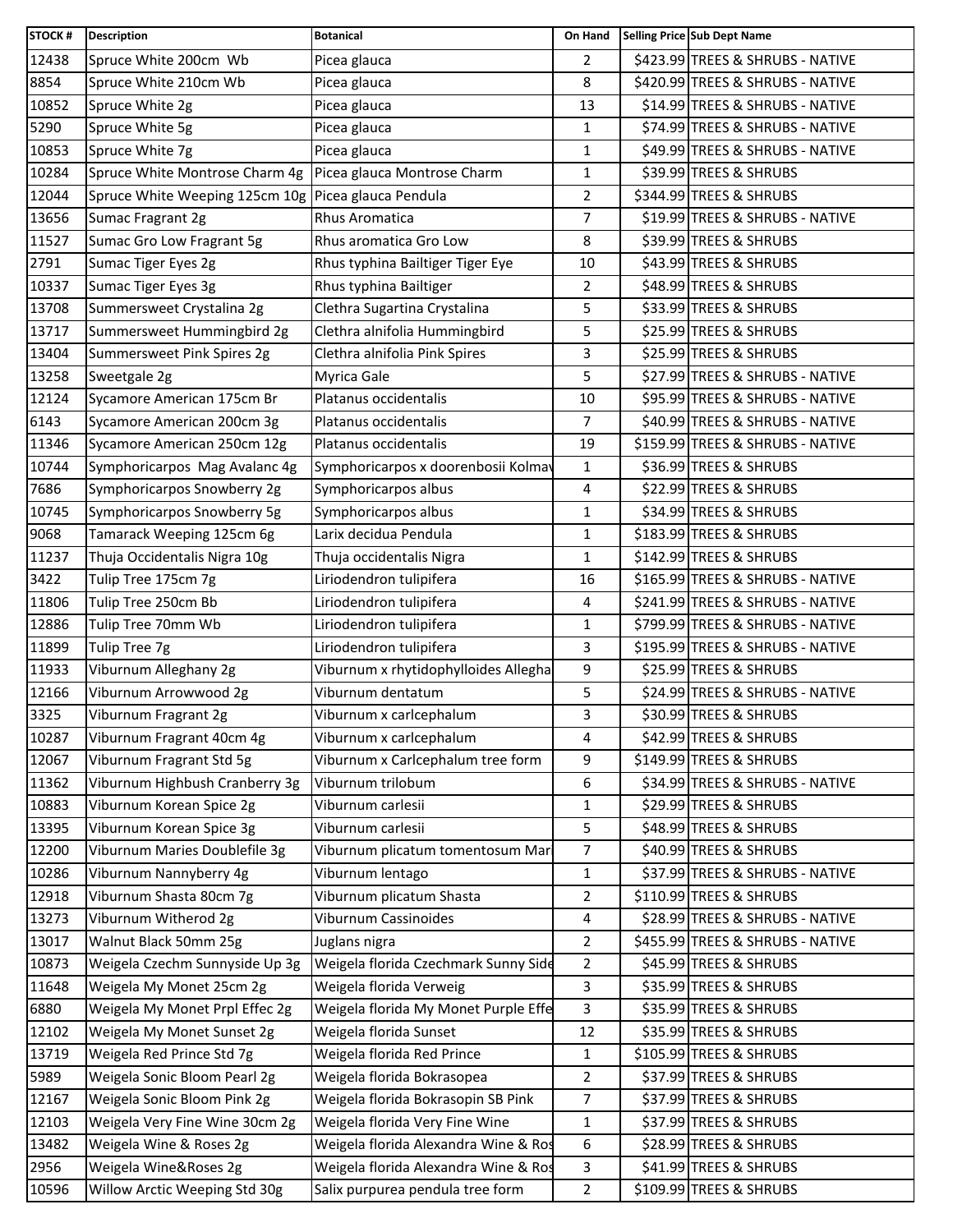| STOCK # | Description | Botanical | On Hand | Selling Price | Sub Dept Name |
|---|---|---|---|---|---|
| 12438 | Spruce White 200cm Wb | Picea glauca | 2 | $423.99 | TREES & SHRUBS - NATIVE |
| 8854 | Spruce White 210cm Wb | Picea glauca | 8 | $420.99 | TREES & SHRUBS - NATIVE |
| 10852 | Spruce White 2g | Picea glauca | 13 | $14.99 | TREES & SHRUBS - NATIVE |
| 5290 | Spruce White 5g | Picea glauca | 1 | $74.99 | TREES & SHRUBS - NATIVE |
| 10853 | Spruce White 7g | Picea glauca | 1 | $49.99 | TREES & SHRUBS - NATIVE |
| 10284 | Spruce White Montrose Charm 4g | Picea glauca Montrose Charm | 1 | $39.99 | TREES & SHRUBS |
| 12044 | Spruce White Weeping 125cm 10g | Picea glauca Pendula | 2 | $344.99 | TREES & SHRUBS |
| 13656 | Sumac Fragrant 2g | Rhus Aromatica | 7 | $19.99 | TREES & SHRUBS - NATIVE |
| 11527 | Sumac Gro Low Fragrant 5g | Rhus aromatica Gro Low | 8 | $39.99 | TREES & SHRUBS |
| 2791 | Sumac Tiger Eyes 2g | Rhus typhina Bailtiger Tiger Eye | 10 | $43.99 | TREES & SHRUBS |
| 10337 | Sumac Tiger Eyes 3g | Rhus typhina Bailtiger | 2 | $48.99 | TREES & SHRUBS |
| 13708 | Summersweet Crystalina 2g | Clethra Sugartina Crystalina | 5 | $33.99 | TREES & SHRUBS |
| 13717 | Summersweet Hummingbird 2g | Clethra alnifolia Hummingbird | 5 | $25.99 | TREES & SHRUBS |
| 13404 | Summersweet Pink Spires 2g | Clethra alnifolia Pink Spires | 3 | $25.99 | TREES & SHRUBS |
| 13258 | Sweetgale 2g | Myrica Gale | 5 | $27.99 | TREES & SHRUBS - NATIVE |
| 12124 | Sycamore American 175cm Br | Platanus occidentalis | 10 | $95.99 | TREES & SHRUBS - NATIVE |
| 6143 | Sycamore American 200cm 3g | Platanus occidentalis | 7 | $40.99 | TREES & SHRUBS - NATIVE |
| 11346 | Sycamore American 250cm 12g | Platanus occidentalis | 19 | $159.99 | TREES & SHRUBS - NATIVE |
| 10744 | Symphoricarpos Mag Avalanc 4g | Symphoricarpos x doorenbosii Kolmav | 1 | $36.99 | TREES & SHRUBS |
| 7686 | Symphoricarpos Snowberry 2g | Symphoricarpos albus | 4 | $22.99 | TREES & SHRUBS |
| 10745 | Symphoricarpos Snowberry 5g | Symphoricarpos albus | 1 | $34.99 | TREES & SHRUBS |
| 9068 | Tamarack Weeping 125cm 6g | Larix decidua Pendula | 1 | $183.99 | TREES & SHRUBS |
| 11237 | Thuja Occidentalis Nigra 10g | Thuja occidentalis Nigra | 1 | $142.99 | TREES & SHRUBS |
| 3422 | Tulip Tree 175cm 7g | Liriodendron tulipifera | 16 | $165.99 | TREES & SHRUBS - NATIVE |
| 11806 | Tulip Tree 250cm Bb | Liriodendron tulipifera | 4 | $241.99 | TREES & SHRUBS - NATIVE |
| 12886 | Tulip Tree 70mm Wb | Liriodendron tulipifera | 1 | $799.99 | TREES & SHRUBS - NATIVE |
| 11899 | Tulip Tree 7g | Liriodendron tulipifera | 3 | $195.99 | TREES & SHRUBS - NATIVE |
| 11933 | Viburnum Alleghany 2g | Viburnum x rhytidophylloides Allegha | 9 | $25.99 | TREES & SHRUBS |
| 12166 | Viburnum Arrowwood 2g | Viburnum dentatum | 5 | $24.99 | TREES & SHRUBS - NATIVE |
| 3325 | Viburnum Fragrant 2g | Viburnum x carlcephalum | 3 | $30.99 | TREES & SHRUBS |
| 10287 | Viburnum Fragrant 40cm 4g | Viburnum x carlcephalum | 4 | $42.99 | TREES & SHRUBS |
| 12067 | Viburnum Fragrant Std 5g | Viburnum x Carlcephalum tree form | 9 | $149.99 | TREES & SHRUBS |
| 11362 | Viburnum Highbush Cranberry 3g | Viburnum trilobum | 6 | $34.99 | TREES & SHRUBS - NATIVE |
| 10883 | Viburnum Korean Spice 2g | Viburnum carlesii | 1 | $29.99 | TREES & SHRUBS |
| 13395 | Viburnum Korean Spice 3g | Viburnum carlesii | 5 | $48.99 | TREES & SHRUBS |
| 12200 | Viburnum Maries Doublefile 3g | Viburnum plicatum tomentosum Mar | 7 | $40.99 | TREES & SHRUBS |
| 10286 | Viburnum Nannyberry 4g | Viburnum lentago | 1 | $37.99 | TREES & SHRUBS - NATIVE |
| 12918 | Viburnum Shasta 80cm 7g | Viburnum plicatum Shasta | 2 | $110.99 | TREES & SHRUBS |
| 13273 | Viburnum Witherod 2g | Viburnum Cassinoides | 4 | $28.99 | TREES & SHRUBS - NATIVE |
| 13017 | Walnut Black 50mm 25g | Juglans nigra | 2 | $455.99 | TREES & SHRUBS - NATIVE |
| 10873 | Weigela Czechm Sunnyside Up 3g | Weigela florida Czechmark Sunny Side | 2 | $45.99 | TREES & SHRUBS |
| 11648 | Weigela My Monet 25cm 2g | Weigela florida Verweig | 3 | $35.99 | TREES & SHRUBS |
| 6880 | Weigela My Monet Prpl Effec 2g | Weigela florida My Monet Purple Effe | 3 | $35.99 | TREES & SHRUBS |
| 12102 | Weigela My Monet Sunset 2g | Weigela florida Sunset | 12 | $35.99 | TREES & SHRUBS |
| 13719 | Weigela Red Prince Std 7g | Weigela florida Red Prince | 1 | $105.99 | TREES & SHRUBS |
| 5989 | Weigela Sonic Bloom Pearl 2g | Weigela florida Bokrasopea | 2 | $37.99 | TREES & SHRUBS |
| 12167 | Weigela Sonic Bloom Pink 2g | Weigela florida Bokrasopin SB Pink | 7 | $37.99 | TREES & SHRUBS |
| 12103 | Weigela Very Fine Wine 30cm 2g | Weigela florida Very Fine Wine | 1 | $37.99 | TREES & SHRUBS |
| 13482 | Weigela Wine & Roses 2g | Weigela florida Alexandra Wine & Ros | 6 | $28.99 | TREES & SHRUBS |
| 2956 | Weigela Wine&Roses 2g | Weigela florida Alexandra Wine & Ros | 3 | $41.99 | TREES & SHRUBS |
| 10596 | Willow Arctic Weeping Std 30g | Salix purpurea pendula tree form | 2 | $109.99 | TREES & SHRUBS |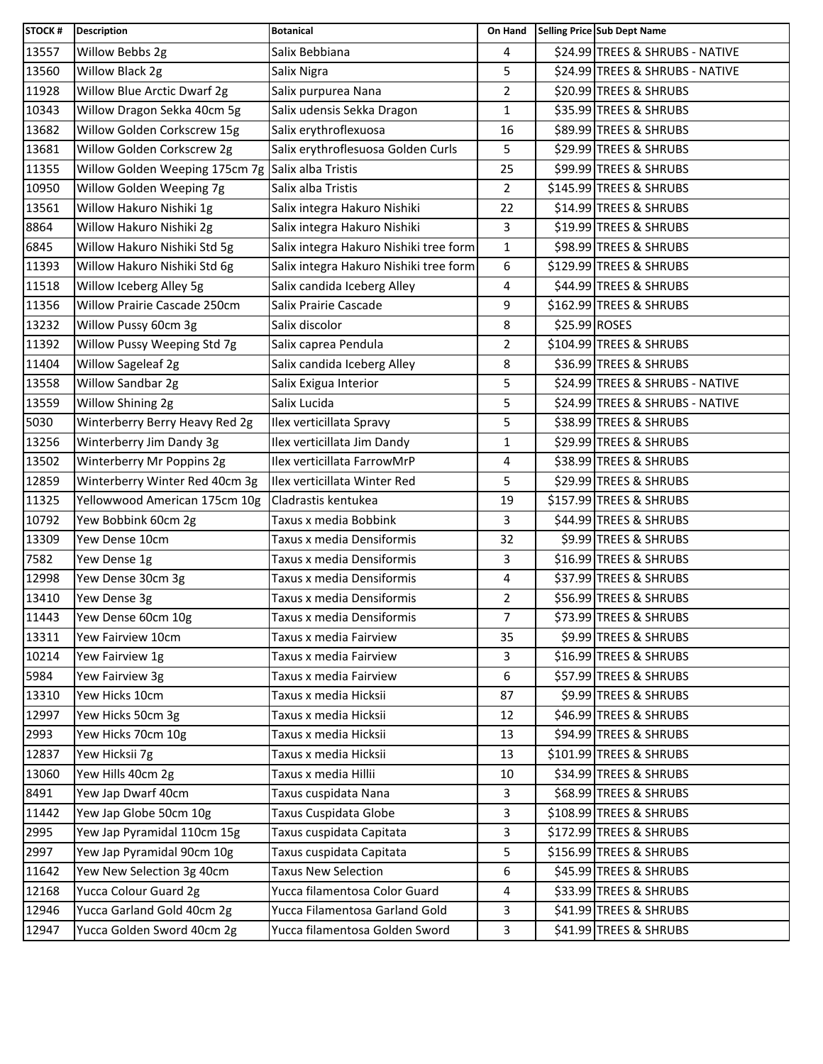| STOCK # | Description | Botanical | On Hand | Selling Price | Sub Dept Name |
|---|---|---|---|---|---|
| 13557 | Willow Bebbs 2g | Salix Bebbiana | 4 | $24.99 | TREES & SHRUBS - NATIVE |
| 13560 | Willow Black 2g | Salix Nigra | 5 | $24.99 | TREES & SHRUBS - NATIVE |
| 11928 | Willow Blue Arctic Dwarf 2g | Salix purpurea Nana | 2 | $20.99 | TREES & SHRUBS |
| 10343 | Willow Dragon Sekka 40cm 5g | Salix udensis Sekka Dragon | 1 | $35.99 | TREES & SHRUBS |
| 13682 | Willow Golden Corkscrew 15g | Salix erythroflexuosa | 16 | $89.99 | TREES & SHRUBS |
| 13681 | Willow Golden Corkscrew 2g | Salix erythroflesuosa Golden Curls | 5 | $29.99 | TREES & SHRUBS |
| 11355 | Willow Golden Weeping 175cm 7g | Salix alba Tristis | 25 | $99.99 | TREES & SHRUBS |
| 10950 | Willow Golden Weeping 7g | Salix alba Tristis | 2 | $145.99 | TREES & SHRUBS |
| 13561 | Willow Hakuro Nishiki 1g | Salix integra Hakuro Nishiki | 22 | $14.99 | TREES & SHRUBS |
| 8864 | Willow Hakuro Nishiki 2g | Salix integra Hakuro Nishiki | 3 | $19.99 | TREES & SHRUBS |
| 6845 | Willow Hakuro Nishiki Std 5g | Salix integra Hakuro Nishiki tree form | 1 | $98.99 | TREES & SHRUBS |
| 11393 | Willow Hakuro Nishiki Std 6g | Salix integra Hakuro Nishiki tree form | 6 | $129.99 | TREES & SHRUBS |
| 11518 | Willow Iceberg Alley 5g | Salix candida Iceberg Alley | 4 | $44.99 | TREES & SHRUBS |
| 11356 | Willow Prairie Cascade 250cm | Salix Prairie Cascade | 9 | $162.99 | TREES & SHRUBS |
| 13232 | Willow Pussy 60cm 3g | Salix discolor | 8 | $25.99 | ROSES |
| 11392 | Willow Pussy Weeping Std 7g | Salix caprea Pendula | 2 | $104.99 | TREES & SHRUBS |
| 11404 | Willow Sageleaf 2g | Salix candida Iceberg Alley | 8 | $36.99 | TREES & SHRUBS |
| 13558 | Willow Sandbar 2g | Salix Exigua Interior | 5 | $24.99 | TREES & SHRUBS - NATIVE |
| 13559 | Willow Shining 2g | Salix Lucida | 5 | $24.99 | TREES & SHRUBS - NATIVE |
| 5030 | Winterberry Berry Heavy Red 2g | Ilex verticillata Spravy | 5 | $38.99 | TREES & SHRUBS |
| 13256 | Winterberry Jim Dandy 3g | Ilex verticillata Jim Dandy | 1 | $29.99 | TREES & SHRUBS |
| 13502 | Winterberry Mr Poppins 2g | Ilex verticillata FarrowMrP | 4 | $38.99 | TREES & SHRUBS |
| 12859 | Winterberry Winter Red 40cm 3g | Ilex verticillata Winter Red | 5 | $29.99 | TREES & SHRUBS |
| 11325 | Yellowwood American 175cm 10g | Cladrastis kentukea | 19 | $157.99 | TREES & SHRUBS |
| 10792 | Yew Bobbink 60cm 2g | Taxus x media Bobbink | 3 | $44.99 | TREES & SHRUBS |
| 13309 | Yew Dense 10cm | Taxus x media Densiformis | 32 | $9.99 | TREES & SHRUBS |
| 7582 | Yew Dense 1g | Taxus x media Densiformis | 3 | $16.99 | TREES & SHRUBS |
| 12998 | Yew Dense 30cm 3g | Taxus x media Densiformis | 4 | $37.99 | TREES & SHRUBS |
| 13410 | Yew Dense 3g | Taxus x media Densiformis | 2 | $56.99 | TREES & SHRUBS |
| 11443 | Yew Dense 60cm 10g | Taxus x media Densiformis | 7 | $73.99 | TREES & SHRUBS |
| 13311 | Yew Fairview 10cm | Taxus x media Fairview | 35 | $9.99 | TREES & SHRUBS |
| 10214 | Yew Fairview 1g | Taxus x media Fairview | 3 | $16.99 | TREES & SHRUBS |
| 5984 | Yew Fairview 3g | Taxus x media Fairview | 6 | $57.99 | TREES & SHRUBS |
| 13310 | Yew Hicks 10cm | Taxus x media Hicksii | 87 | $9.99 | TREES & SHRUBS |
| 12997 | Yew Hicks 50cm 3g | Taxus x media Hicksii | 12 | $46.99 | TREES & SHRUBS |
| 2993 | Yew Hicks 70cm 10g | Taxus x media Hicksii | 13 | $94.99 | TREES & SHRUBS |
| 12837 | Yew Hicksii 7g | Taxus x media Hicksii | 13 | $101.99 | TREES & SHRUBS |
| 13060 | Yew Hills 40cm 2g | Taxus x media Hillii | 10 | $34.99 | TREES & SHRUBS |
| 8491 | Yew Jap Dwarf 40cm | Taxus cuspidata Nana | 3 | $68.99 | TREES & SHRUBS |
| 11442 | Yew Jap Globe 50cm 10g | Taxus Cuspidata Globe | 3 | $108.99 | TREES & SHRUBS |
| 2995 | Yew Jap Pyramidal 110cm 15g | Taxus cuspidata Capitata | 3 | $172.99 | TREES & SHRUBS |
| 2997 | Yew Jap Pyramidal 90cm 10g | Taxus cuspidata Capitata | 5 | $156.99 | TREES & SHRUBS |
| 11642 | Yew New Selection 3g 40cm | Taxus New Selection | 6 | $45.99 | TREES & SHRUBS |
| 12168 | Yucca Colour Guard 2g | Yucca filamentosa Color Guard | 4 | $33.99 | TREES & SHRUBS |
| 12946 | Yucca Garland Gold 40cm 2g | Yucca Filamentosa Garland Gold | 3 | $41.99 | TREES & SHRUBS |
| 12947 | Yucca Golden Sword 40cm 2g | Yucca filamentosa Golden Sword | 3 | $41.99 | TREES & SHRUBS |